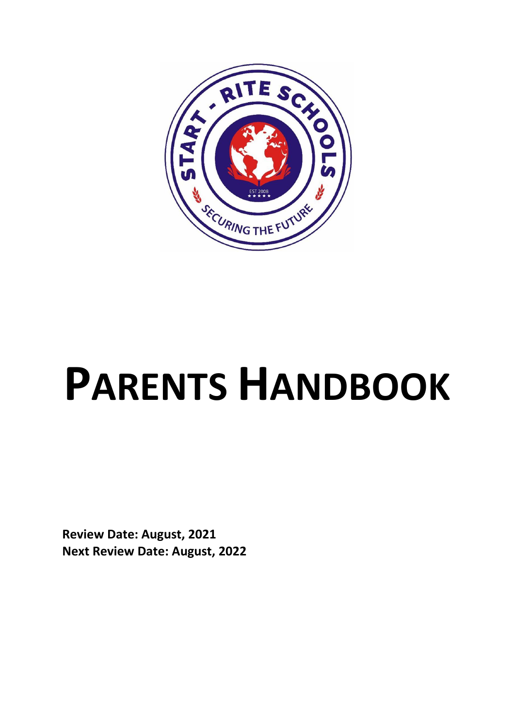# PARENTS HANDBOOK

**Review Date: August, 2021**
**Next Review Date: August, 2022**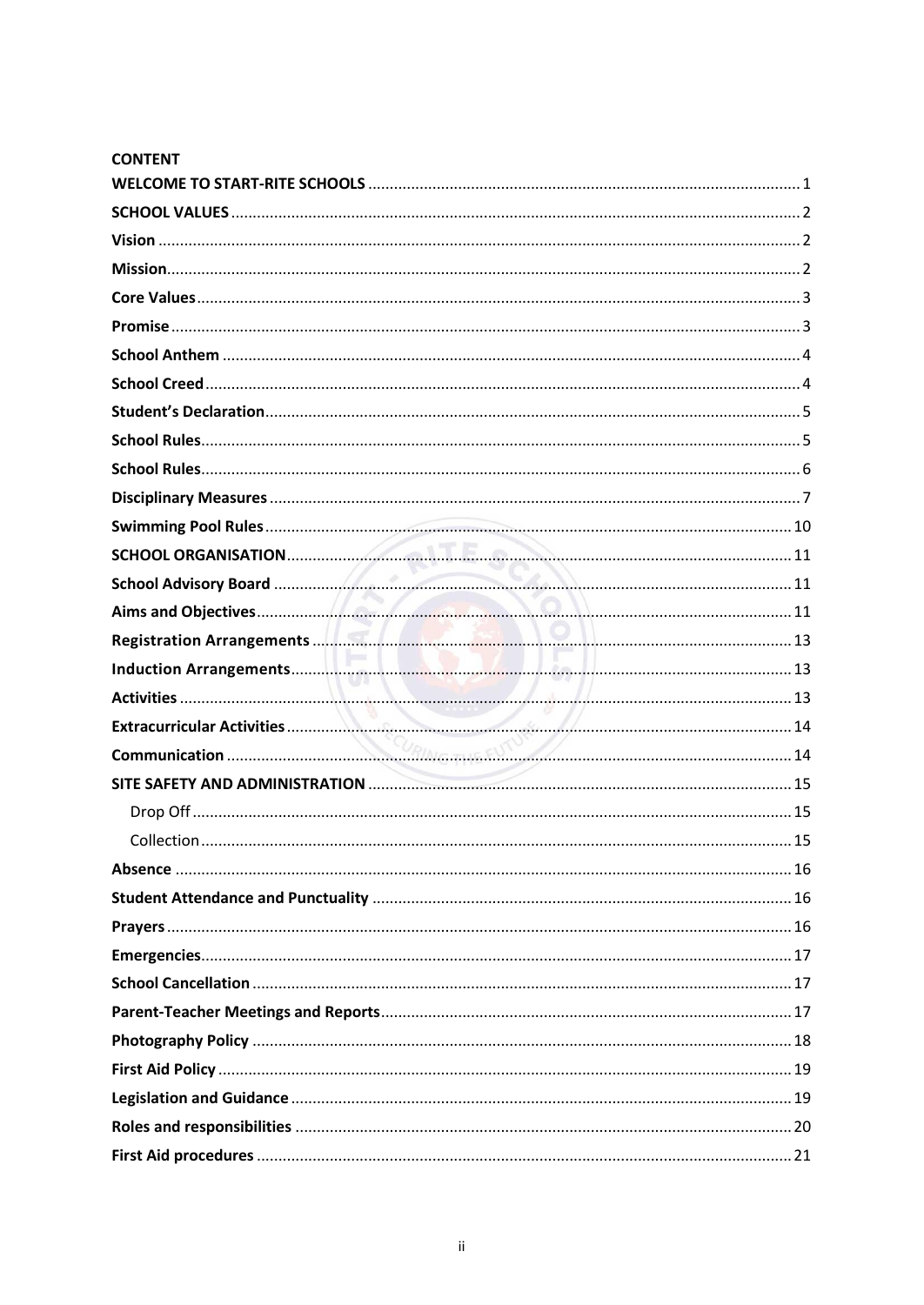**CONTENT**

**WELCOME TO START-RITE SCHOOLS** .......... 1
**SCHOOL VALUES** .......... 2
**Vision** .......... 2
**Mission** .......... 2
**Core Values** .......... 3
**Promise** .......... 3
**School Anthem** .......... 4
**School Creed** .......... 4
**Student's Declaration** .......... 5
**School Rules** .......... 5
**School Rules** .......... 6
**Disciplinary Measures** .......... 7
**Swimming Pool Rules** .......... 10
**SCHOOL ORGANISATION** .......... 11
**School Advisory Board** .......... 11
**Aims and Objectives** .......... 11
**Registration Arrangements** .......... 13
**Induction Arrangements** .......... 13
**Activities** .......... 13
**Extracurricular Activities** .......... 14
**Communication** .......... 14
**SITE SAFETY AND ADMINISTRATION** .......... 15
- Drop Off .......... 15
- Collection .......... 15

**Absence** .......... 16
**Student Attendance and Punctuality** .......... 16
**Prayers** .......... 16
**Emergencies** .......... 17
**School Cancellation** .......... 17
**Parent-Teacher Meetings and Reports** .......... 17
**Photography Policy** .......... 18
**First Aid Policy** .......... 19
**Legislation and Guidance** .......... 19
**Roles and responsibilities** .......... 20
**First Aid procedures** .......... 21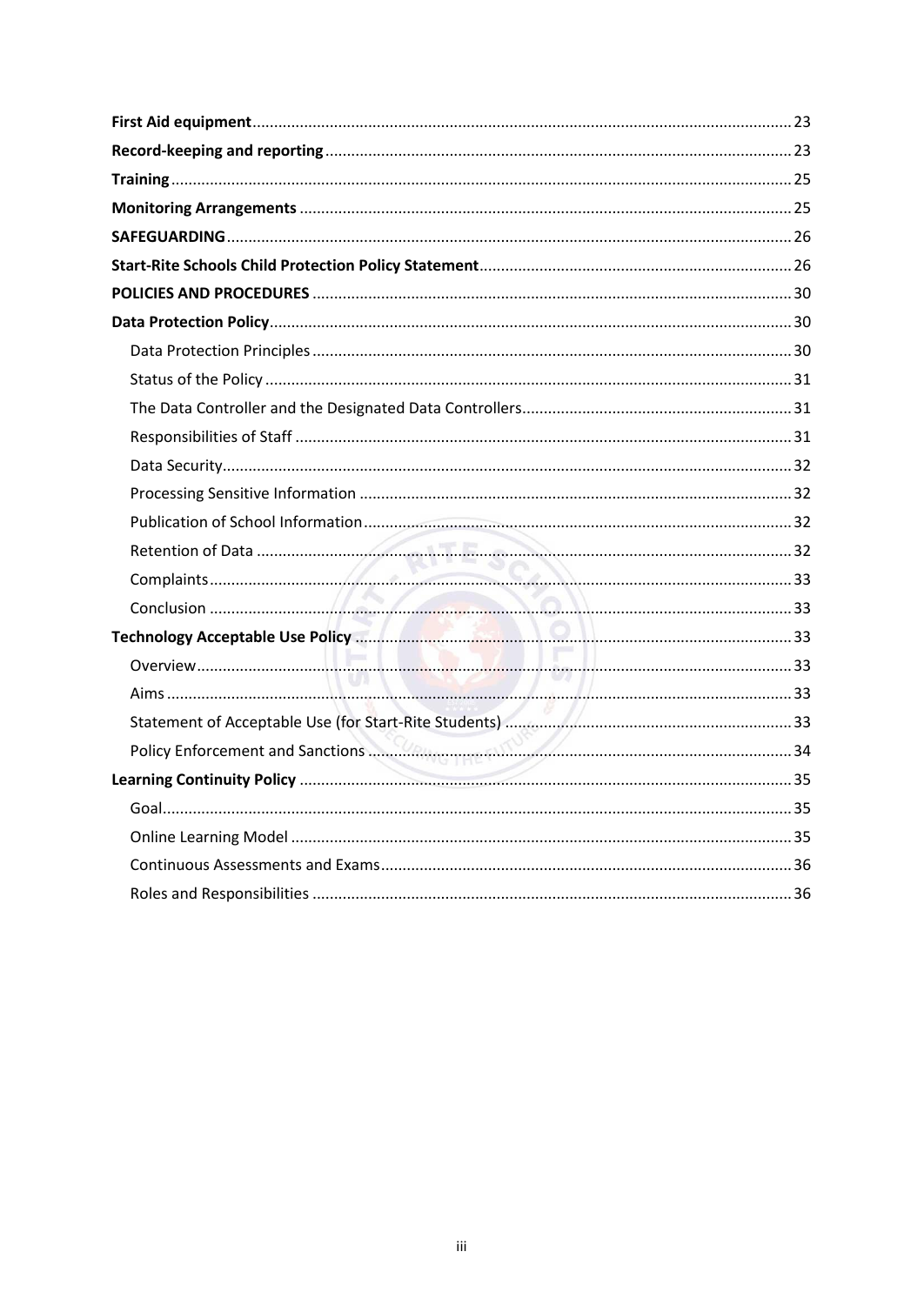**First Aid equipment** ........ 23

**Record-keeping and reporting** ........ 23

**Training** ........ 25

**Monitoring Arrangements** ........ 25

**SAFEGUARDING** ........ 26

**Start-Rite Schools Child Protection Policy Statement** ........ 26

**POLICIES AND PROCEDURES** ........ 30

**Data Protection Policy** ........ 30

- Data Protection Principles ........ 30
- Status of the Policy ........ 31
- The Data Controller and the Designated Data Controllers ........ 31
- Responsibilities of Staff ........ 31
- Data Security ........ 32
- Processing Sensitive Information ........ 32
- Publication of School Information ........ 32
- Retention of Data ........ 32
- Complaints ........ 33
- Conclusion ........ 33

**Technology Acceptable Use Policy** ........ 33

- Overview ........ 33
- Aims ........ 33
- Statement of Acceptable Use (for Start-Rite Students) ........ 33
- Policy Enforcement and Sanctions ........ 34

**Learning Continuity Policy** ........ 35

- Goal ........ 35
- Online Learning Model ........ 35
- Continuous Assessments and Exams ........ 36
- Roles and Responsibilities ........ 36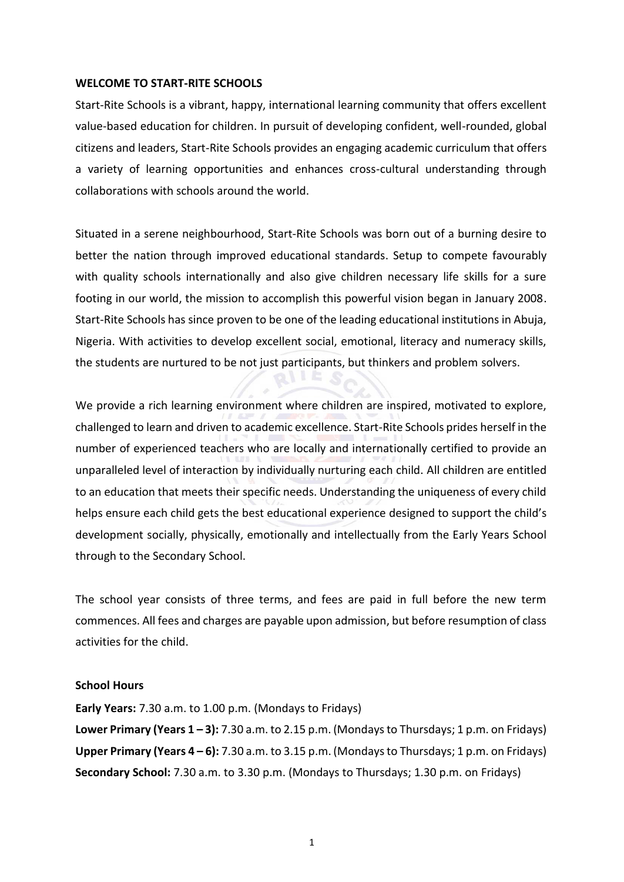**WELCOME TO START-RITE SCHOOLS**

Start-Rite Schools is a vibrant, happy, international learning community that offers excellent value-based education for children. In pursuit of developing confident, well-rounded, global citizens and leaders, Start-Rite Schools provides an engaging academic curriculum that offers a variety of learning opportunities and enhances cross-cultural understanding through collaborations with schools around the world.

Situated in a serene neighbourhood, Start-Rite Schools was born out of a burning desire to better the nation through improved educational standards. Setup to compete favourably with quality schools internationally and also give children necessary life skills for a sure footing in our world, the mission to accomplish this powerful vision began in January 2008. Start-Rite Schools has since proven to be one of the leading educational institutions in Abuja, Nigeria. With activities to develop excellent social, emotional, literacy and numeracy skills, the students are nurtured to be not just participants, but thinkers and problem solvers.

We provide a rich learning environment where children are inspired, motivated to explore, challenged to learn and driven to academic excellence. Start-Rite Schools prides herself in the number of experienced teachers who are locally and internationally certified to provide an unparalleled level of interaction by individually nurturing each child. All children are entitled to an education that meets their specific needs. Understanding the uniqueness of every child helps ensure each child gets the best educational experience designed to support the child's development socially, physically, emotionally and intellectually from the Early Years School through to the Secondary School.

The school year consists of three terms, and fees are paid in full before the new term commences. All fees and charges are payable upon admission, but before resumption of class activities for the child.

**School Hours**

**Early Years:** 7.30 a.m. to 1.00 p.m. (Mondays to Fridays)
**Lower Primary (Years 1 – 3):** 7.30 a.m. to 2.15 p.m. (Mondays to Thursdays; 1 p.m. on Fridays)
**Upper Primary (Years 4 – 6):** 7.30 a.m. to 3.15 p.m. (Mondays to Thursdays; 1 p.m. on Fridays)
**Secondary School:** 7.30 a.m. to 3.30 p.m. (Mondays to Thursdays; 1.30 p.m. on Fridays)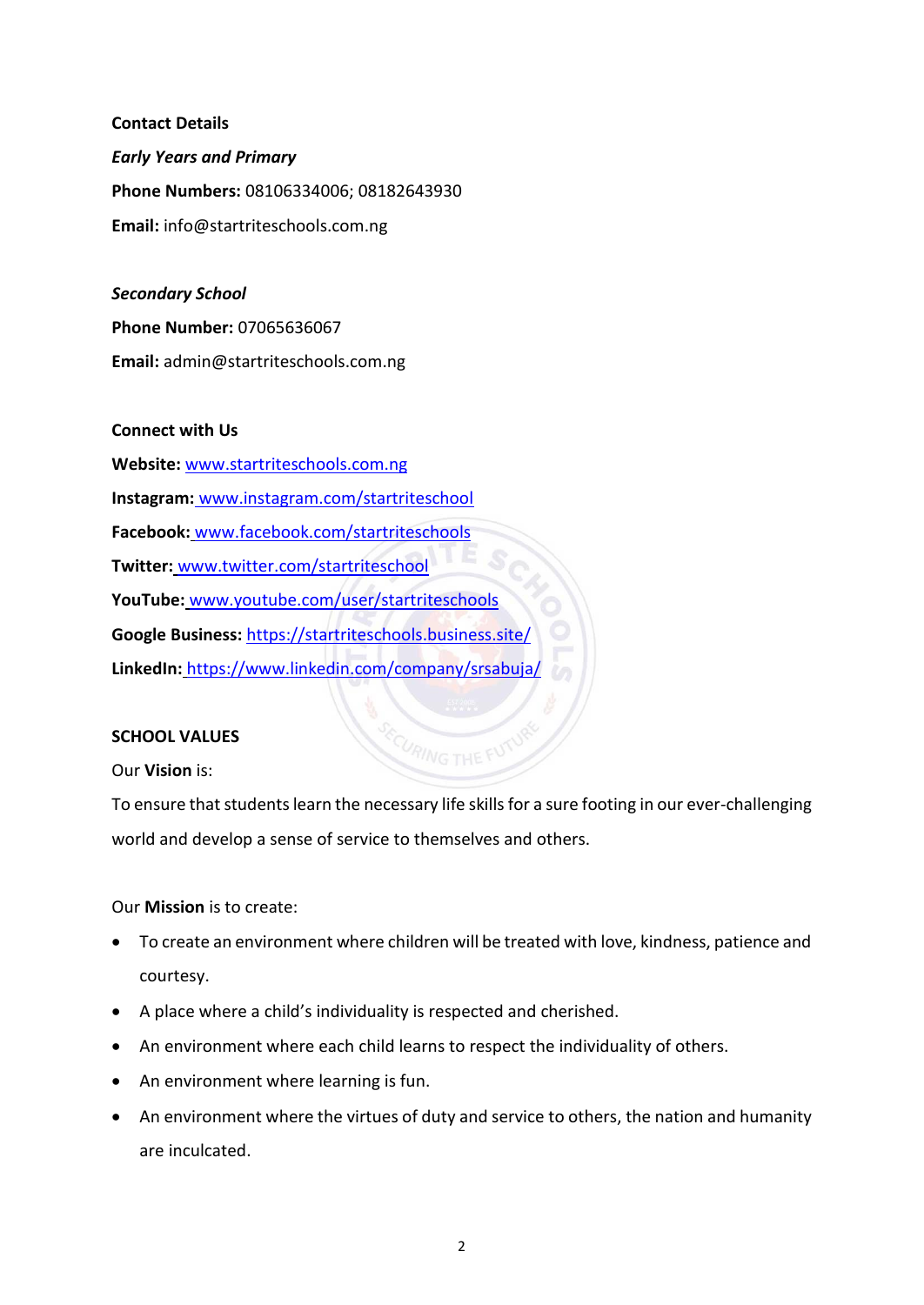**Contact Details**

***Early Years and Primary***

**Phone Numbers:** 08106334006; 08182643930

**Email:** info@startriteschools.com.ng

***Secondary School***

**Phone Number:** 07065636067

**Email:** admin@startriteschools.com.ng

**Connect with Us**

**Website:** [www.startriteschools.com.ng](http://www.startriteschools.com.ng)

**Instagram:** [www.instagram.com/startriteschool](http://www.instagram.com/startriteschool)

**Facebook:** [www.facebook.com/startriteschools](http://www.facebook.com/startriteschools)

**Twitter:** [www.twitter.com/startriteschool](http://www.twitter.com/startriteschool)

**YouTube:** [www.youtube.com/user/startriteschools](http://www.youtube.com/user/startriteschools)

**Google Business:** [https://startriteschools.business.site/](https://startriteschools.business.site/)

**LinkedIn:** [https://www.linkedin.com/company/srsabuja/](https://www.linkedin.com/company/srsabuja/)

**SCHOOL VALUES**

Our **Vision** is:

To ensure that students learn the necessary life skills for a sure footing in our ever-challenging world and develop a sense of service to themselves and others.

Our **Mission** is to create:

- To create an environment where children will be treated with love, kindness, patience and courtesy.
- A place where a child's individuality is respected and cherished.
- An environment where each child learns to respect the individuality of others.
- An environment where learning is fun.
- An environment where the virtues of duty and service to others, the nation and humanity are inculcated.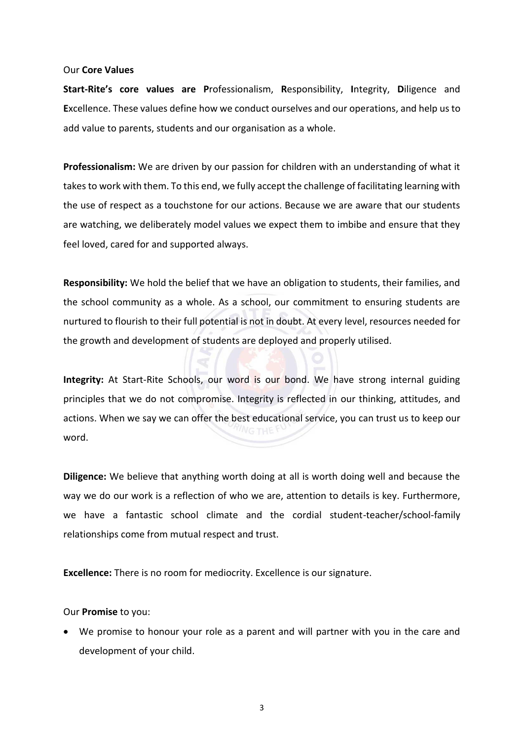Our **Core Values**

**Start-Rite's core values are P**rofessionalism, **R**esponsibility, **I**ntegrity, **D**iligence and **E**xcellence. These values define how we conduct ourselves and our operations, and help us to add value to parents, students and our organisation as a whole.

**Professionalism:** We are driven by our passion for children with an understanding of what it takes to work with them. To this end, we fully accept the challenge of facilitating learning with the use of respect as a touchstone for our actions. Because we are aware that our students are watching, we deliberately model values we expect them to imbibe and ensure that they feel loved, cared for and supported always.

**Responsibility:** We hold the belief that we have an obligation to students, their families, and the school community as a whole. As a school, our commitment to ensuring students are nurtured to flourish to their full potential is not in doubt. At every level, resources needed for the growth and development of students are deployed and properly utilised.

**Integrity:** At Start-Rite Schools, our word is our bond. We have strong internal guiding principles that we do not compromise. Integrity is reflected in our thinking, attitudes, and actions. When we say we can offer the best educational service, you can trust us to keep our word.

**Diligence:** We believe that anything worth doing at all is worth doing well and because the way we do our work is a reflection of who we are, attention to details is key. Furthermore, we have a fantastic school climate and the cordial student-teacher/school-family relationships come from mutual respect and trust.

**Excellence:** There is no room for mediocrity. Excellence is our signature.

Our **Promise** to you:

- We promise to honour your role as a parent and will partner with you in the care and development of your child.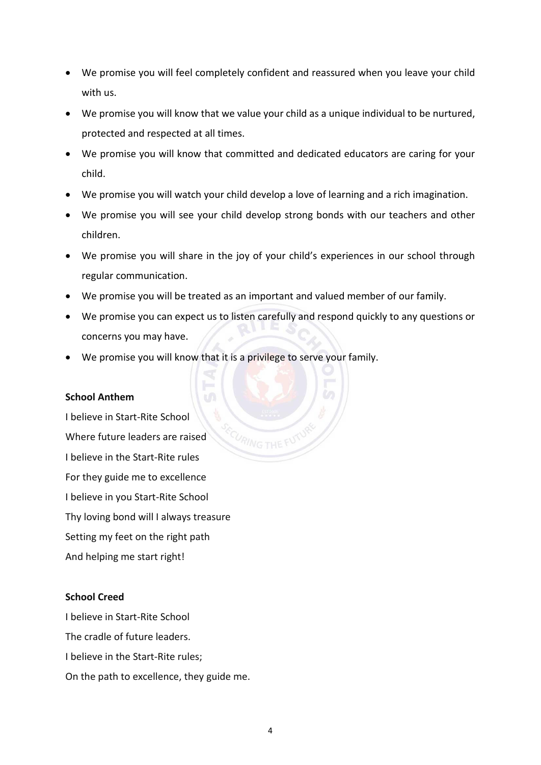- We promise you will feel completely confident and reassured when you leave your child with us.
- We promise you will know that we value your child as a unique individual to be nurtured, protected and respected at all times.
- We promise you will know that committed and dedicated educators are caring for your child.
- We promise you will watch your child develop a love of learning and a rich imagination.
- We promise you will see your child develop strong bonds with our teachers and other children.
- We promise you will share in the joy of your child's experiences in our school through regular communication.
- We promise you will be treated as an important and valued member of our family.
- We promise you can expect us to listen carefully and respond quickly to any questions or concerns you may have.
- We promise you will know that it is a privilege to serve your family.

**School Anthem**

I believe in Start-Rite School
Where future leaders are raised
I believe in the Start-Rite rules
For they guide me to excellence
I believe in you Start-Rite School
Thy loving bond will I always treasure
Setting my feet on the right path
And helping me start right!

**School Creed**

I believe in Start-Rite School
The cradle of future leaders.
I believe in the Start-Rite rules;
On the path to excellence, they guide me.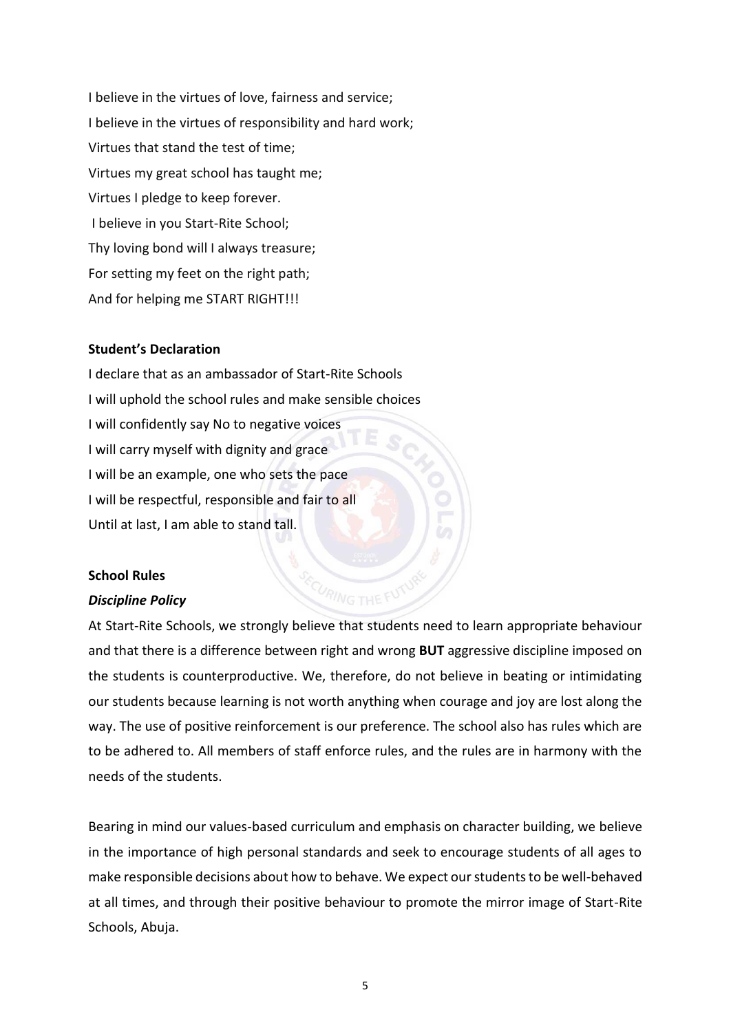I believe in the virtues of love, fairness and service;
I believe in the virtues of responsibility and hard work;
Virtues that stand the test of time;
Virtues my great school has taught me;
Virtues I pledge to keep forever.
I believe in you Start-Rite School;
Thy loving bond will I always treasure;
For setting my feet on the right path;
And for helping me START RIGHT!!!

**Student's Declaration**

I declare that as an ambassador of Start-Rite Schools
I will uphold the school rules and make sensible choices
I will confidently say No to negative voices
I will carry myself with dignity and grace
I will be an example, one who sets the pace
I will be respectful, responsible and fair to all
Until at last, I am able to stand tall.

**School Rules**

***Discipline Policy***

At Start-Rite Schools, we strongly believe that students need to learn appropriate behaviour and that there is a difference between right and wrong **BUT** aggressive discipline imposed on the students is counterproductive. We, therefore, do not believe in beating or intimidating our students because learning is not worth anything when courage and joy are lost along the way. The use of positive reinforcement is our preference. The school also has rules which are to be adhered to. All members of staff enforce rules, and the rules are in harmony with the needs of the students.

Bearing in mind our values-based curriculum and emphasis on character building, we believe in the importance of high personal standards and seek to encourage students of all ages to make responsible decisions about how to behave. We expect our students to be well-behaved at all times, and through their positive behaviour to promote the mirror image of Start-Rite Schools, Abuja.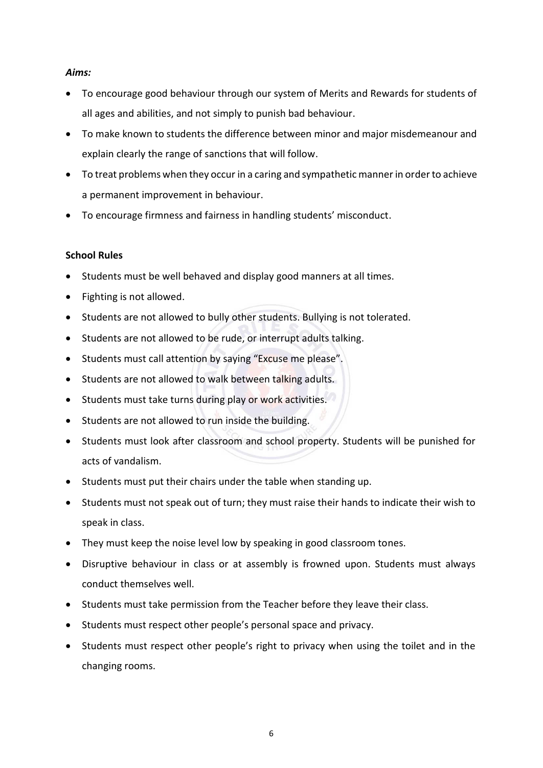***Aims:***

- To encourage good behaviour through our system of Merits and Rewards for students of all ages and abilities, and not simply to punish bad behaviour.
- To make known to students the difference between minor and major misdemeanour and explain clearly the range of sanctions that will follow.
- To treat problems when they occur in a caring and sympathetic manner in order to achieve a permanent improvement in behaviour.
- To encourage firmness and fairness in handling students' misconduct.

**School Rules**

- Students must be well behaved and display good manners at all times.
- Fighting is not allowed.
- Students are not allowed to bully other students. Bullying is not tolerated.
- Students are not allowed to be rude, or interrupt adults talking.
- Students must call attention by saying "Excuse me please".
- Students are not allowed to walk between talking adults.
- Students must take turns during play or work activities.
- Students are not allowed to run inside the building.
- Students must look after classroom and school property. Students will be punished for acts of vandalism.
- Students must put their chairs under the table when standing up.
- Students must not speak out of turn; they must raise their hands to indicate their wish to speak in class.
- They must keep the noise level low by speaking in good classroom tones.
- Disruptive behaviour in class or at assembly is frowned upon. Students must always conduct themselves well.
- Students must take permission from the Teacher before they leave their class.
- Students must respect other people's personal space and privacy.
- Students must respect other people's right to privacy when using the toilet and in the changing rooms.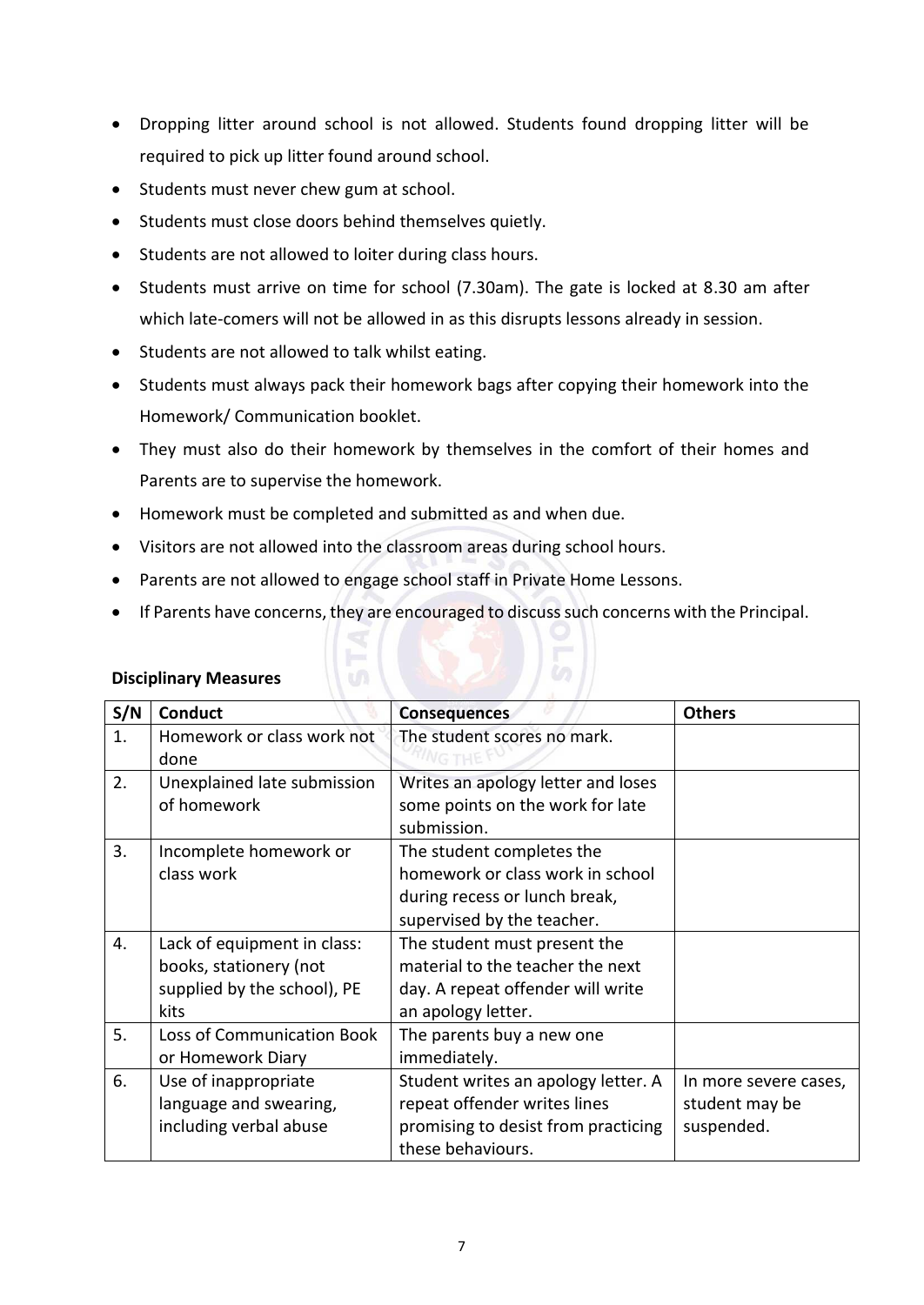- Dropping litter around school is not allowed. Students found dropping litter will be required to pick up litter found around school.
- Students must never chew gum at school.
- Students must close doors behind themselves quietly.
- Students are not allowed to loiter during class hours.
- Students must arrive on time for school (7.30am). The gate is locked at 8.30 am after which late-comers will not be allowed in as this disrupts lessons already in session.
- Students are not allowed to talk whilst eating.
- Students must always pack their homework bags after copying their homework into the Homework/ Communication booklet.
- They must also do their homework by themselves in the comfort of their homes and Parents are to supervise the homework.
- Homework must be completed and submitted as and when due.
- Visitors are not allowed into the classroom areas during school hours.
- Parents are not allowed to engage school staff in Private Home Lessons.
- If Parents have concerns, they are encouraged to discuss such concerns with the Principal.

**Disciplinary Measures**

| S/N | Conduct | Consequences | Others |
|---|---|---|---|
| 1. | Homework or class work not done | The student scores no mark. | |
| 2. | Unexplained late submission of homework | Writes an apology letter and loses some points on the work for late submission. | |
| 3. | Incomplete homework or class work | The student completes the homework or class work in school during recess or lunch break, supervised by the teacher. | |
| 4. | Lack of equipment in class: books, stationery (not supplied by the school), PE kits | The student must present the material to the teacher the next day. A repeat offender will write an apology letter. | |
| 5. | Loss of Communication Book or Homework Diary | The parents buy a new one immediately. | |
| 6. | Use of inappropriate language and swearing, including verbal abuse | Student writes an apology letter. A repeat offender writes lines promising to desist from practicing these behaviours. | In more severe cases, student may be suspended. |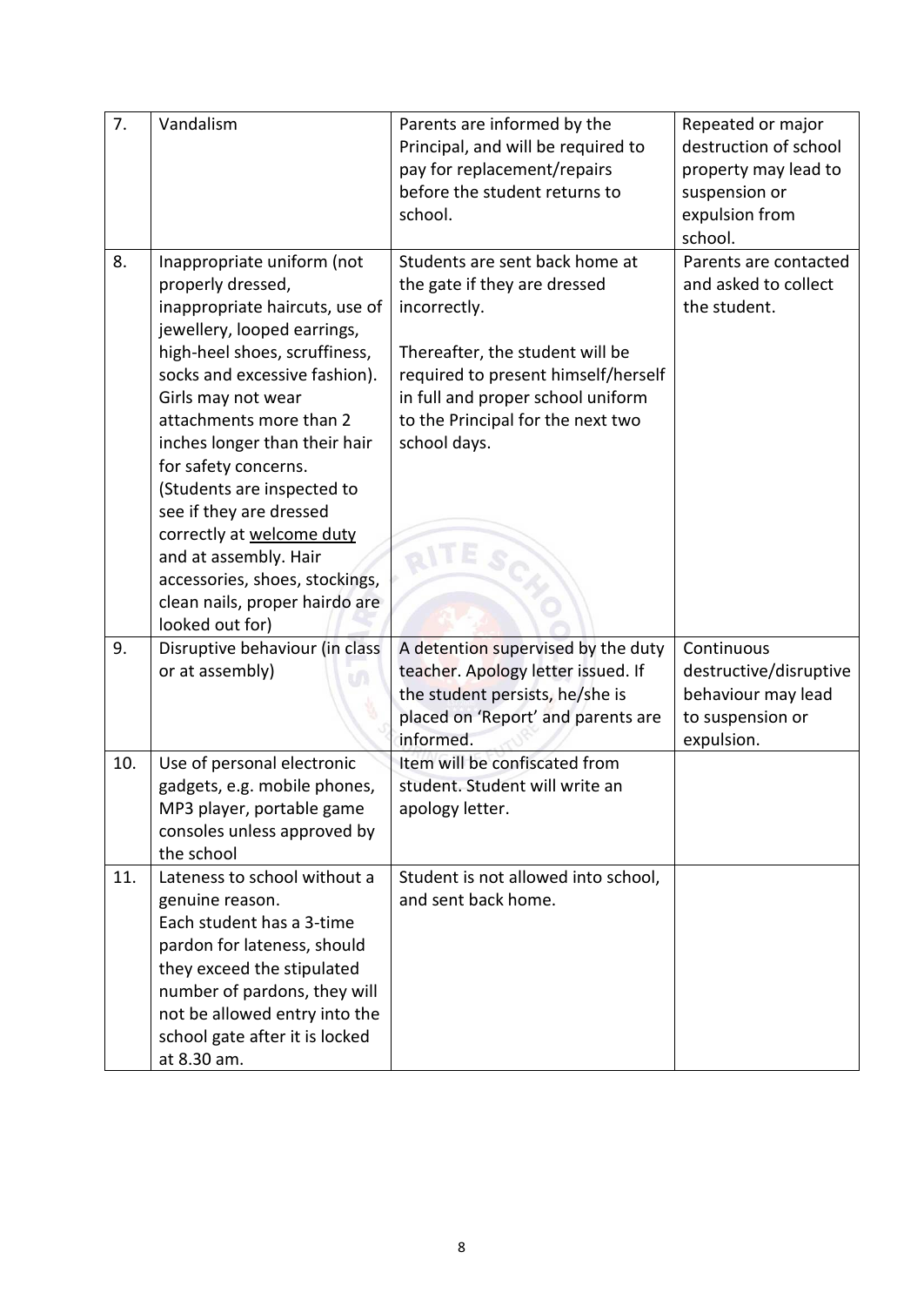| 7. | Vandalism | Parents are informed by the Principal, and will be required to pay for replacement/repairs before the student returns to school. | Repeated or major destruction of school property may lead to suspension or expulsion from school. |
|---|---|---|---|
| 8. | Inappropriate uniform (not properly dressed, inappropriate haircuts, use of jewellery, looped earrings, high-heel shoes, scruffiness, socks and excessive fashion). Girls may not wear attachments more than 2 inches longer than their hair for safety concerns. (Students are inspected to see if they are dressed correctly at <u>welcome duty</u> and at assembly. Hair accessories, shoes, stockings, clean nails, proper hairdo are looked out for) | Students are sent back home at the gate if they are dressed incorrectly.<br><br>Thereafter, the student will be required to present himself/herself in full and proper school uniform to the Principal for the next two school days. | Parents are contacted and asked to collect the student. |
| 9. | Disruptive behaviour (in class or at assembly) | A detention supervised by the duty teacher. Apology letter issued. If the student persists, he/she is placed on 'Report' and parents are informed. | Continuous destructive/disruptive behaviour may lead to suspension or expulsion. |
| 10. | Use of personal electronic gadgets, e.g. mobile phones, MP3 player, portable game consoles unless approved by the school | Item will be confiscated from student. Student will write an apology letter. | |
| 11. | Lateness to school without a genuine reason.<br>Each student has a 3-time pardon for lateness, should they exceed the stipulated number of pardons, they will not be allowed entry into the school gate after it is locked at 8.30 am. | Student is not allowed into school, and sent back home. | |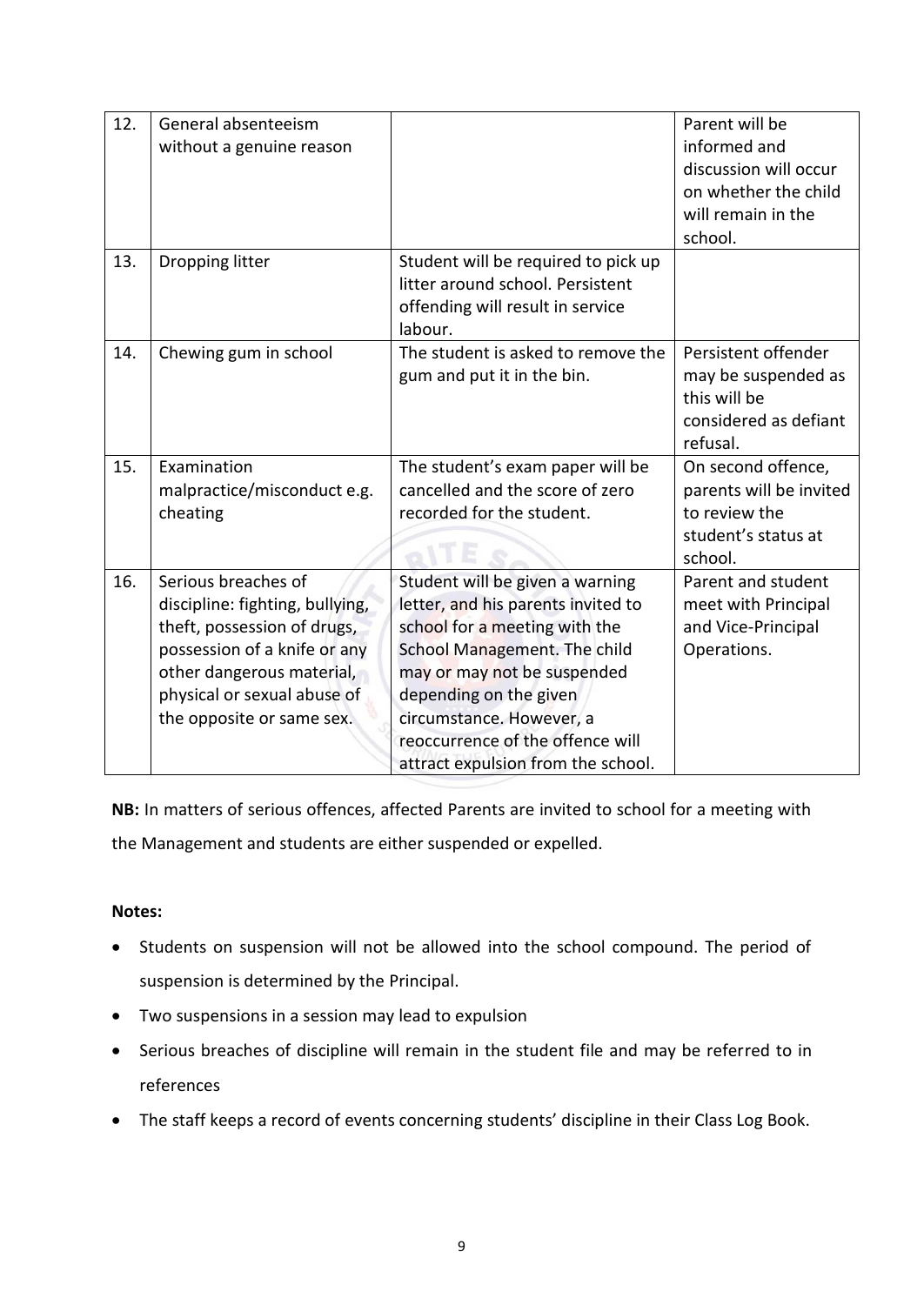| 12. | General absenteeism without a genuine reason | | Parent will be informed and discussion will occur on whether the child will remain in the school. |
|---|---|---|---|
| 13. | Dropping litter | Student will be required to pick up litter around school. Persistent offending will result in service labour. | |
| 14. | Chewing gum in school | The student is asked to remove the gum and put it in the bin. | Persistent offender may be suspended as this will be considered as defiant refusal. |
| 15. | Examination malpractice/misconduct e.g. cheating | The student's exam paper will be cancelled and the score of zero recorded for the student. | On second offence, parents will be invited to review the student's status at school. |
| 16. | Serious breaches of discipline: fighting, bullying, theft, possession of drugs, possession of a knife or any other dangerous material, physical or sexual abuse of the opposite or same sex. | Student will be given a warning letter, and his parents invited to school for a meeting with the School Management. The child may or may not be suspended depending on the given circumstance. However, a reoccurrence of the offence will attract expulsion from the school. | Parent and student meet with Principal and Vice-Principal Operations. |

**NB:** In matters of serious offences, affected Parents are invited to school for a meeting with the Management and students are either suspended or expelled.

**Notes:**

- Students on suspension will not be allowed into the school compound. The period of suspension is determined by the Principal.
- Two suspensions in a session may lead to expulsion
- Serious breaches of discipline will remain in the student file and may be referred to in references
- The staff keeps a record of events concerning students' discipline in their Class Log Book.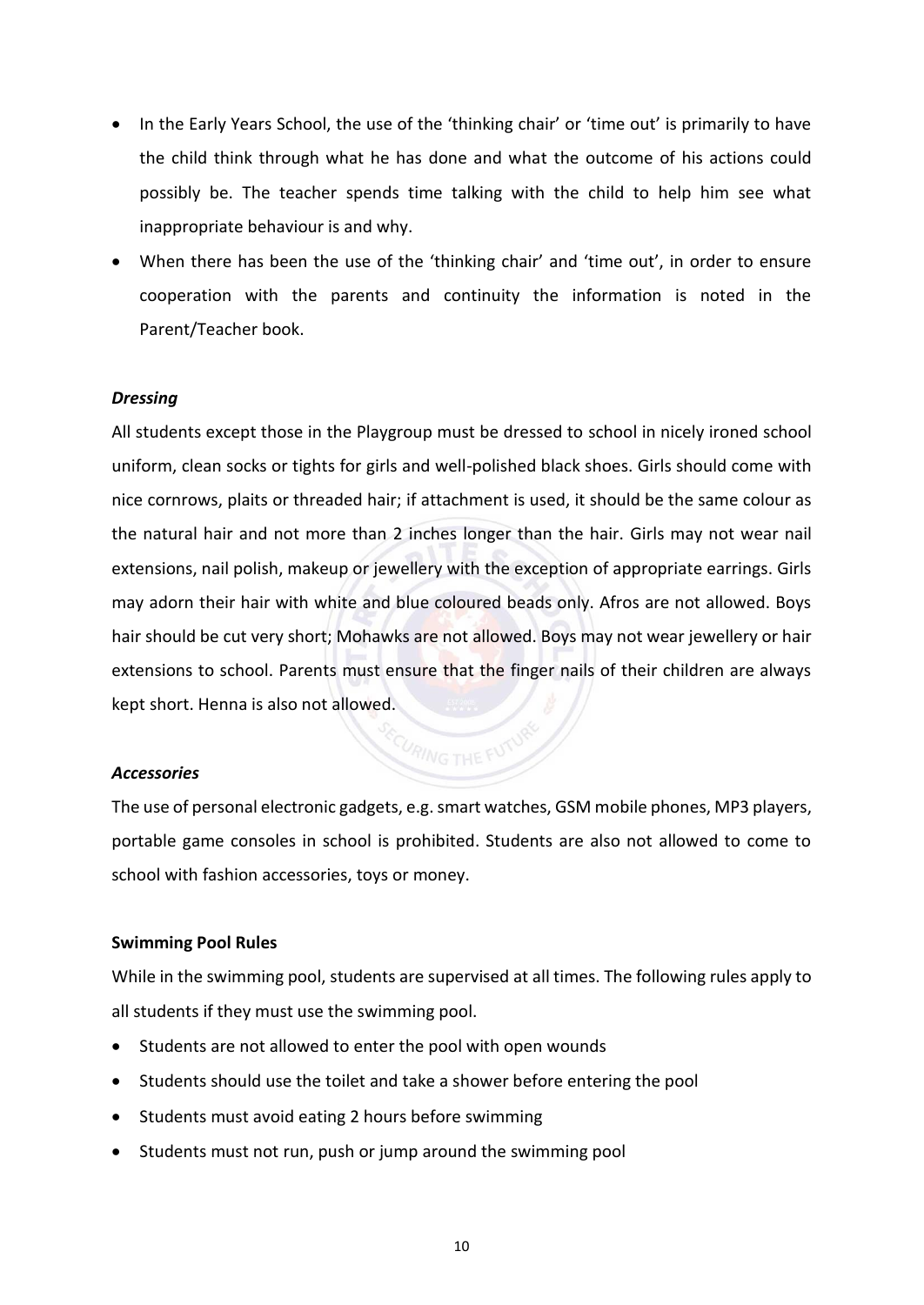- In the Early Years School, the use of the 'thinking chair' or 'time out' is primarily to have the child think through what he has done and what the outcome of his actions could possibly be. The teacher spends time talking with the child to help him see what inappropriate behaviour is and why.
- When there has been the use of the 'thinking chair' and 'time out', in order to ensure cooperation with the parents and continuity the information is noted in the Parent/Teacher book.

***Dressing***

All students except those in the Playgroup must be dressed to school in nicely ironed school uniform, clean socks or tights for girls and well-polished black shoes. Girls should come with nice cornrows, plaits or threaded hair; if attachment is used, it should be the same colour as the natural hair and not more than 2 inches longer than the hair. Girls may not wear nail extensions, nail polish, makeup or jewellery with the exception of appropriate earrings. Girls may adorn their hair with white and blue coloured beads only. Afros are not allowed. Boys hair should be cut very short; Mohawks are not allowed. Boys may not wear jewellery or hair extensions to school. Parents must ensure that the finger nails of their children are always kept short. Henna is also not allowed.

***Accessories***

The use of personal electronic gadgets, e.g. smart watches, GSM mobile phones, MP3 players, portable game consoles in school is prohibited. Students are also not allowed to come to school with fashion accessories, toys or money.

**Swimming Pool Rules**

While in the swimming pool, students are supervised at all times. The following rules apply to all students if they must use the swimming pool.

- Students are not allowed to enter the pool with open wounds
- Students should use the toilet and take a shower before entering the pool
- Students must avoid eating 2 hours before swimming
- Students must not run, push or jump around the swimming pool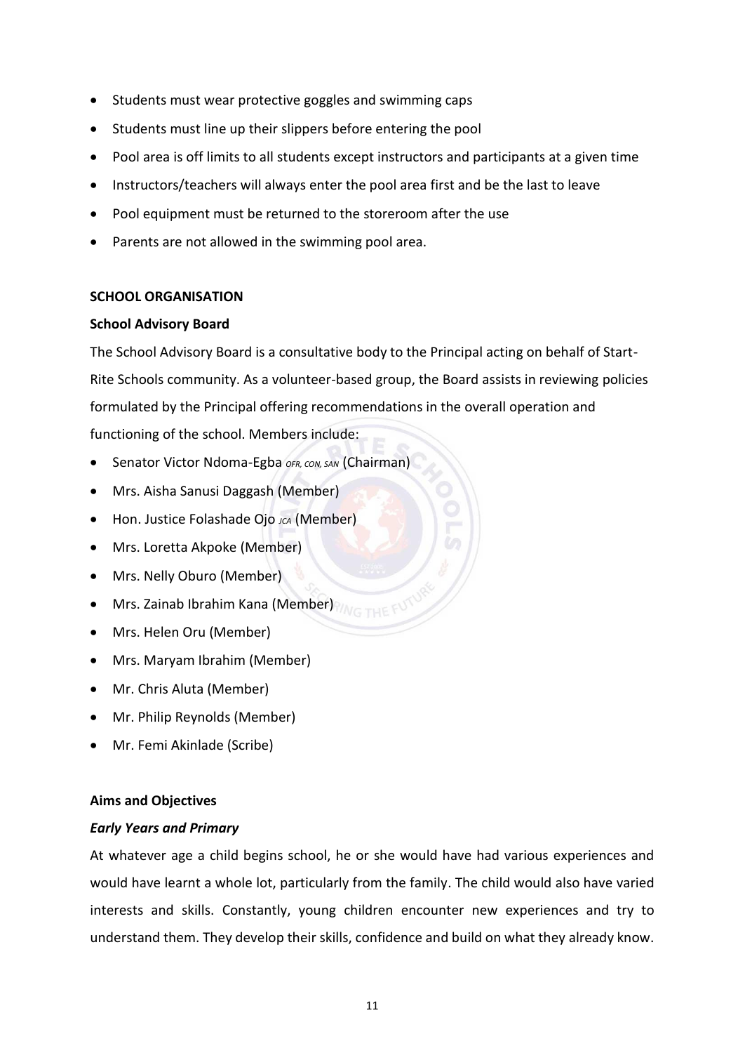- Students must wear protective goggles and swimming caps
- Students must line up their slippers before entering the pool
- Pool area is off limits to all students except instructors and participants at a given time
- Instructors/teachers will always enter the pool area first and be the last to leave
- Pool equipment must be returned to the storeroom after the use
- Parents are not allowed in the swimming pool area.

## SCHOOL ORGANISATION

### School Advisory Board

The School Advisory Board is a consultative body to the Principal acting on behalf of Start-Rite Schools community. As a volunteer-based group, the Board assists in reviewing policies formulated by the Principal offering recommendations in the overall operation and functioning of the school. Members include:

- Senator Victor Ndoma-Egba *OFR, CON, SAN* (Chairman)
- Mrs. Aisha Sanusi Daggash (Member)
- Hon. Justice Folashade Ojo *JCA* (Member)
- Mrs. Loretta Akpoke (Member)
- Mrs. Nelly Oburo (Member)
- Mrs. Zainab Ibrahim Kana (Member)
- Mrs. Helen Oru (Member)
- Mrs. Maryam Ibrahim (Member)
- Mr. Chris Aluta (Member)
- Mr. Philip Reynolds (Member)
- Mr. Femi Akinlade (Scribe)

### Aims and Objectives

#### *Early Years and Primary*

At whatever age a child begins school, he or she would have had various experiences and would have learnt a whole lot, particularly from the family. The child would also have varied interests and skills. Constantly, young children encounter new experiences and try to understand them. They develop their skills, confidence and build on what they already know.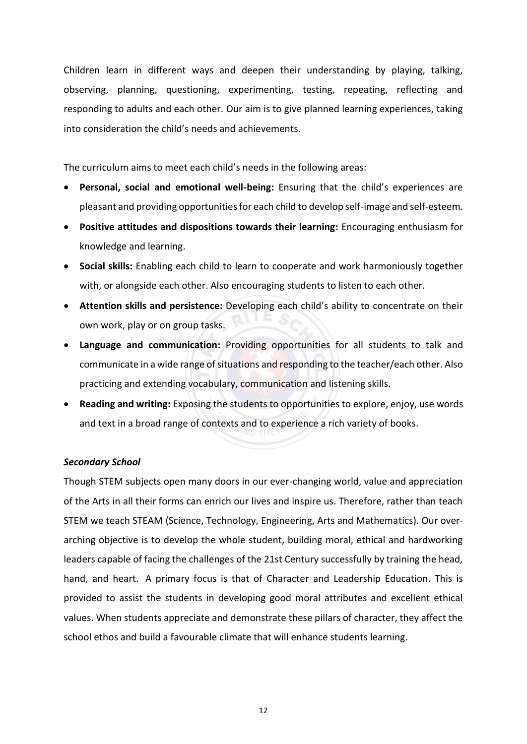Children learn in different ways and deepen their understanding by playing, talking, observing, planning, questioning, experimenting, testing, repeating, reflecting and responding to adults and each other. Our aim is to give planned learning experiences, taking into consideration the child's needs and achievements.

The curriculum aims to meet each child's needs in the following areas:

- **Personal, social and emotional well-being:** Ensuring that the child's experiences are pleasant and providing opportunities for each child to develop self-image and self-esteem.
- **Positive attitudes and dispositions towards their learning:** Encouraging enthusiasm for knowledge and learning.
- **Social skills:** Enabling each child to learn to cooperate and work harmoniously together with, or alongside each other. Also encouraging students to listen to each other.
- **Attention skills and persistence:** Developing each child's ability to concentrate on their own work, play or on group tasks.
- **Language and communication:** Providing opportunities for all students to talk and communicate in a wide range of situations and responding to the teacher/each other. Also practicing and extending vocabulary, communication and listening skills.
- **Reading and writing:** Exposing the students to opportunities to explore, enjoy, use words and text in a broad range of contexts and to experience a rich variety of books.

***Secondary School***

Though STEM subjects open many doors in our ever-changing world, value and appreciation of the Arts in all their forms can enrich our lives and inspire us. Therefore, rather than teach STEM we teach STEAM (Science, Technology, Engineering, Arts and Mathematics). Our over-arching objective is to develop the whole student, building moral, ethical and hardworking leaders capable of facing the challenges of the 21st Century successfully by training the head, hand, and heart. A primary focus is that of Character and Leadership Education. This is provided to assist the students in developing good moral attributes and excellent ethical values. When students appreciate and demonstrate these pillars of character, they affect the school ethos and build a favourable climate that will enhance students learning.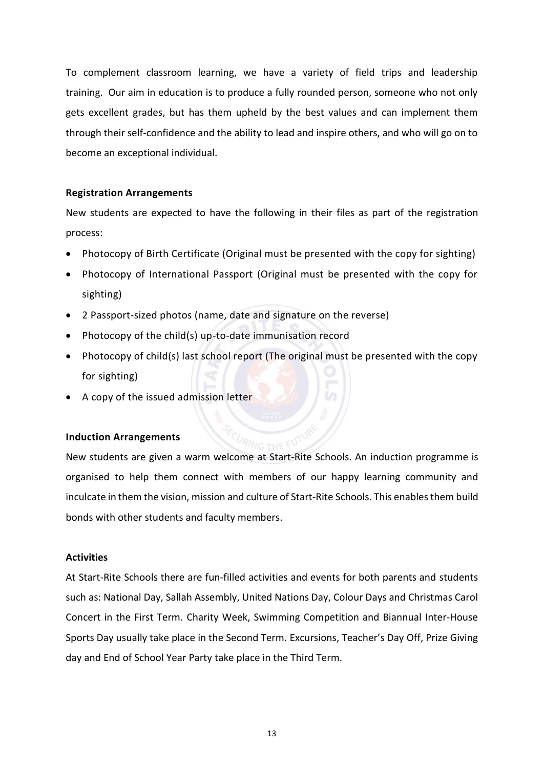To complement classroom learning, we have a variety of field trips and leadership training. Our aim in education is to produce a fully rounded person, someone who not only gets excellent grades, but has them upheld by the best values and can implement them through their self-confidence and the ability to lead and inspire others, and who will go on to become an exceptional individual.

**Registration Arrangements**

New students are expected to have the following in their files as part of the registration process:

- Photocopy of Birth Certificate (Original must be presented with the copy for sighting)
- Photocopy of International Passport (Original must be presented with the copy for sighting)
- 2 Passport-sized photos (name, date and signature on the reverse)
- Photocopy of the child(s) up-to-date immunisation record
- Photocopy of child(s) last school report (The original must be presented with the copy for sighting)
- A copy of the issued admission letter

**Induction Arrangements**

New students are given a warm welcome at Start-Rite Schools. An induction programme is organised to help them connect with members of our happy learning community and inculcate in them the vision, mission and culture of Start-Rite Schools. This enables them build bonds with other students and faculty members.

**Activities**

At Start-Rite Schools there are fun-filled activities and events for both parents and students such as: National Day, Sallah Assembly, United Nations Day, Colour Days and Christmas Carol Concert in the First Term. Charity Week, Swimming Competition and Biannual Inter-House Sports Day usually take place in the Second Term. Excursions, Teacher's Day Off, Prize Giving day and End of School Year Party take place in the Third Term.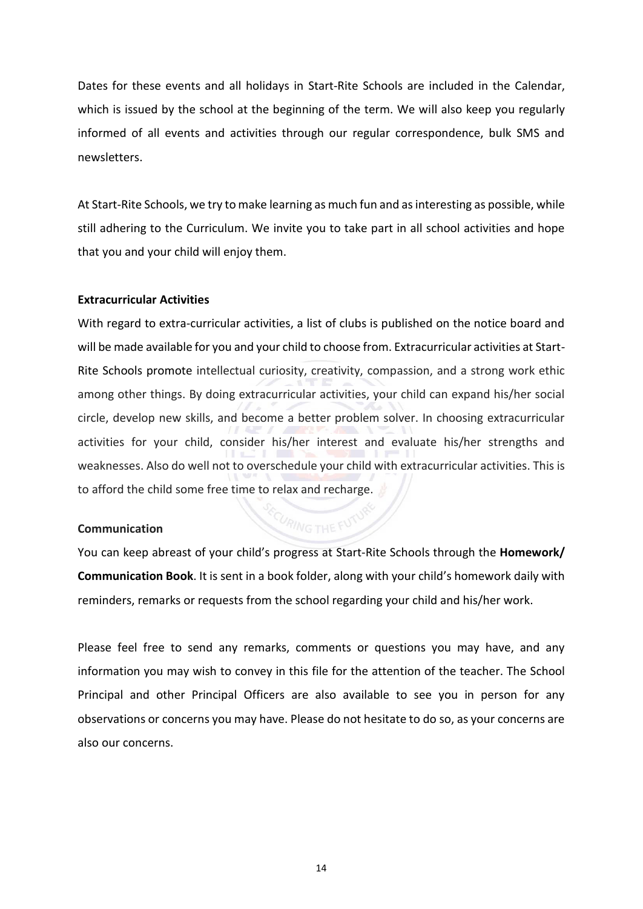Dates for these events and all holidays in Start-Rite Schools are included in the Calendar, which is issued by the school at the beginning of the term. We will also keep you regularly informed of all events and activities through our regular correspondence, bulk SMS and newsletters.

At Start-Rite Schools, we try to make learning as much fun and as interesting as possible, while still adhering to the Curriculum. We invite you to take part in all school activities and hope that you and your child will enjoy them.

**Extracurricular Activities**

With regard to extra-curricular activities, a list of clubs is published on the notice board and will be made available for you and your child to choose from. Extracurricular activities at Start-Rite Schools promote intellectual curiosity, creativity, compassion, and a strong work ethic among other things. By doing extracurricular activities, your child can expand his/her social circle, develop new skills, and become a better problem solver. In choosing extracurricular activities for your child, consider his/her interest and evaluate his/her strengths and weaknesses. Also do well not to overschedule your child with extracurricular activities. This is to afford the child some free time to relax and recharge.

**Communication**

You can keep abreast of your child's progress at Start-Rite Schools through the **Homework/ Communication Book**. It is sent in a book folder, along with your child's homework daily with reminders, remarks or requests from the school regarding your child and his/her work.

Please feel free to send any remarks, comments or questions you may have, and any information you may wish to convey in this file for the attention of the teacher. The School Principal and other Principal Officers are also available to see you in person for any observations or concerns you may have. Please do not hesitate to do so, as your concerns are also our concerns.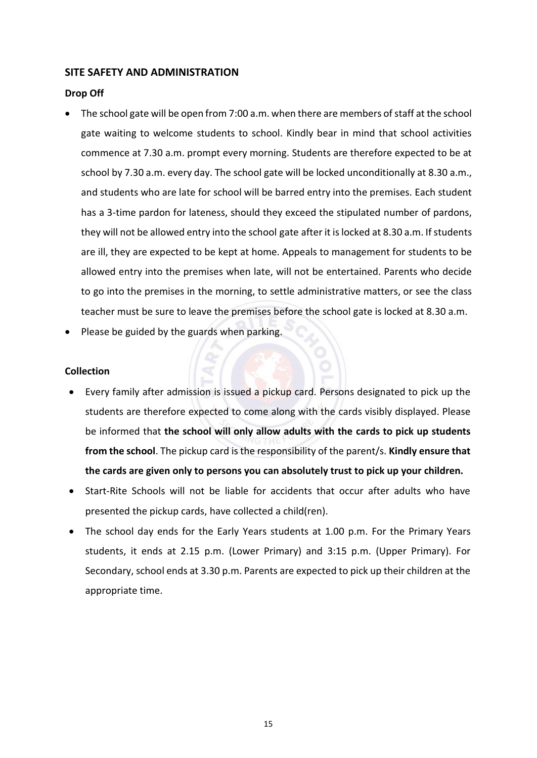## SITE SAFETY AND ADMINISTRATION

### Drop Off

- The school gate will be open from 7:00 a.m. when there are members of staff at the school gate waiting to welcome students to school. Kindly bear in mind that school activities commence at 7.30 a.m. prompt every morning. Students are therefore expected to be at school by 7.30 a.m. every day. The school gate will be locked unconditionally at 8.30 a.m., and students who are late for school will be barred entry into the premises. Each student has a 3-time pardon for lateness, should they exceed the stipulated number of pardons, they will not be allowed entry into the school gate after it is locked at 8.30 a.m. If students are ill, they are expected to be kept at home. Appeals to management for students to be allowed entry into the premises when late, will not be entertained. Parents who decide to go into the premises in the morning, to settle administrative matters, or see the class teacher must be sure to leave the premises before the school gate is locked at 8.30 a.m.
- Please be guided by the guards when parking.

### Collection

- Every family after admission is issued a pickup card. Persons designated to pick up the students are therefore expected to come along with the cards visibly displayed. Please be informed that **the school will only allow adults with the cards to pick up students from the school**. The pickup card is the responsibility of the parent/s. **Kindly ensure that the cards are given only to persons you can absolutely trust to pick up your children.**
- Start-Rite Schools will not be liable for accidents that occur after adults who have presented the pickup cards, have collected a child(ren).
- The school day ends for the Early Years students at 1.00 p.m. For the Primary Years students, it ends at 2.15 p.m. (Lower Primary) and 3:15 p.m. (Upper Primary). For Secondary, school ends at 3.30 p.m. Parents are expected to pick up their children at the appropriate time.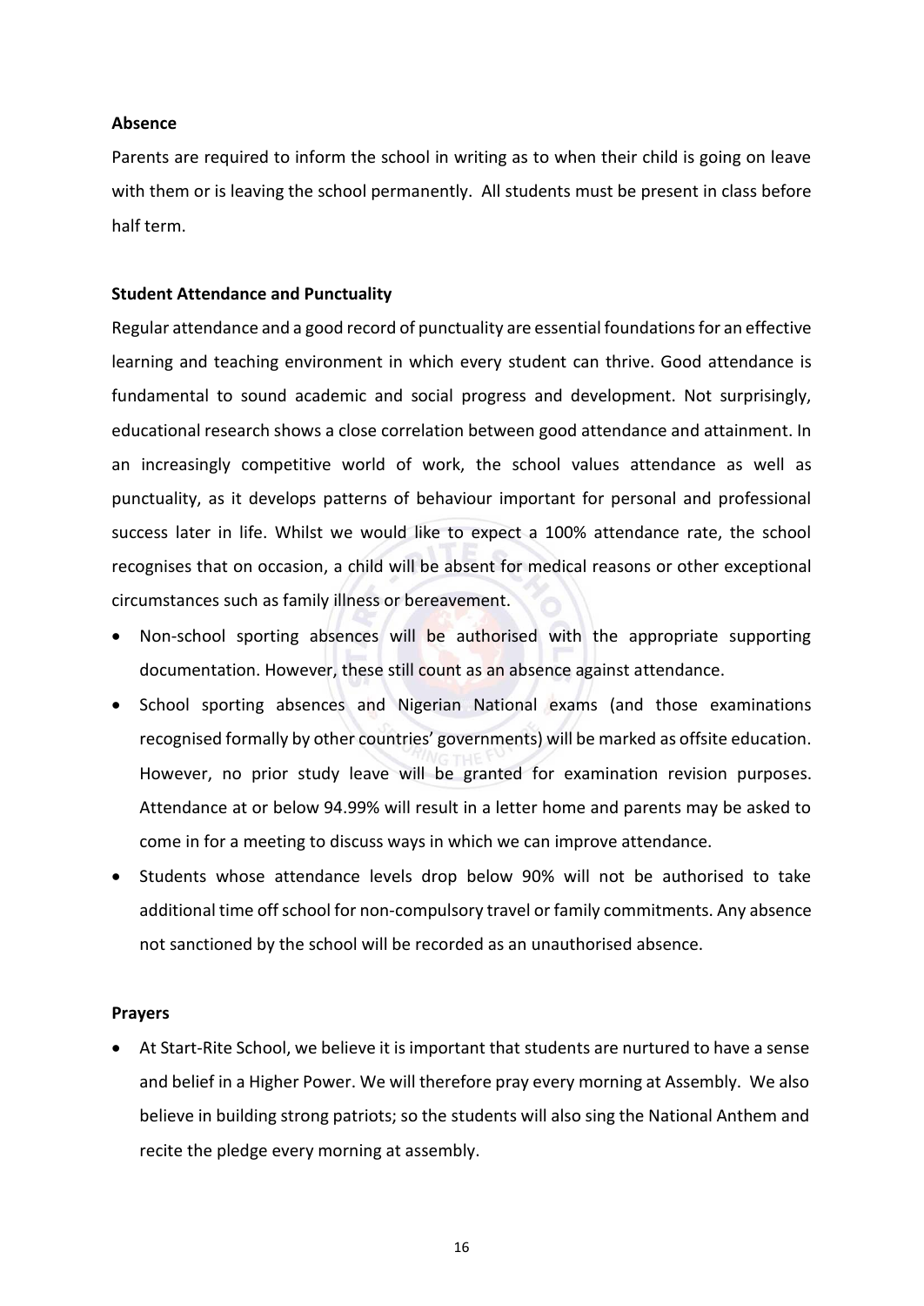**Absence**

Parents are required to inform the school in writing as to when their child is going on leave with them or is leaving the school permanently. All students must be present in class before half term.

**Student Attendance and Punctuality**

Regular attendance and a good record of punctuality are essential foundations for an effective learning and teaching environment in which every student can thrive. Good attendance is fundamental to sound academic and social progress and development. Not surprisingly, educational research shows a close correlation between good attendance and attainment. In an increasingly competitive world of work, the school values attendance as well as punctuality, as it develops patterns of behaviour important for personal and professional success later in life. Whilst we would like to expect a 100% attendance rate, the school recognises that on occasion, a child will be absent for medical reasons or other exceptional circumstances such as family illness or bereavement.

- Non-school sporting absences will be authorised with the appropriate supporting documentation. However, these still count as an absence against attendance.
- School sporting absences and Nigerian National exams (and those examinations recognised formally by other countries' governments) will be marked as offsite education. However, no prior study leave will be granted for examination revision purposes. Attendance at or below 94.99% will result in a letter home and parents may be asked to come in for a meeting to discuss ways in which we can improve attendance.
- Students whose attendance levels drop below 90% will not be authorised to take additional time off school for non-compulsory travel or family commitments. Any absence not sanctioned by the school will be recorded as an unauthorised absence.

**Prayers**

- At Start-Rite School, we believe it is important that students are nurtured to have a sense and belief in a Higher Power. We will therefore pray every morning at Assembly. We also believe in building strong patriots; so the students will also sing the National Anthem and recite the pledge every morning at assembly.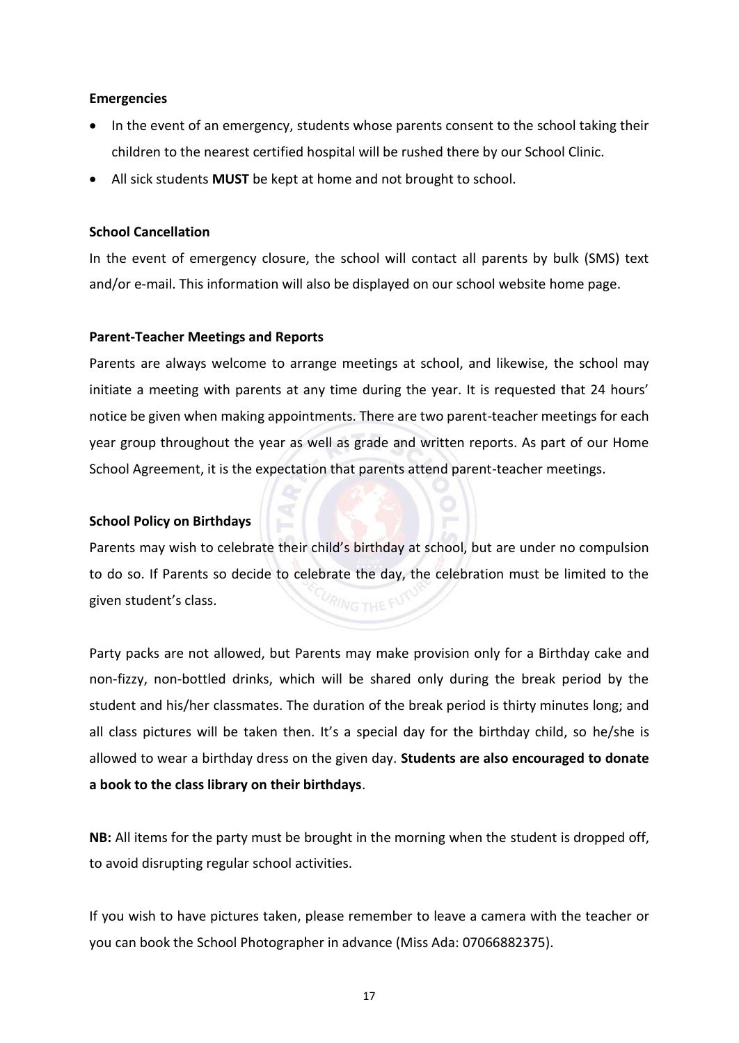**Emergencies**

- In the event of an emergency, students whose parents consent to the school taking their children to the nearest certified hospital will be rushed there by our School Clinic.
- All sick students **MUST** be kept at home and not brought to school.

**School Cancellation**

In the event of emergency closure, the school will contact all parents by bulk (SMS) text and/or e-mail. This information will also be displayed on our school website home page.

**Parent-Teacher Meetings and Reports**

Parents are always welcome to arrange meetings at school, and likewise, the school may initiate a meeting with parents at any time during the year. It is requested that 24 hours' notice be given when making appointments. There are two parent-teacher meetings for each year group throughout the year as well as grade and written reports. As part of our Home School Agreement, it is the expectation that parents attend parent-teacher meetings.

**School Policy on Birthdays**

Parents may wish to celebrate their child's birthday at school, but are under no compulsion to do so. If Parents so decide to celebrate the day, the celebration must be limited to the given student's class.

Party packs are not allowed, but Parents may make provision only for a Birthday cake and non-fizzy, non-bottled drinks, which will be shared only during the break period by the student and his/her classmates. The duration of the break period is thirty minutes long; and all class pictures will be taken then. It's a special day for the birthday child, so he/she is allowed to wear a birthday dress on the given day. **Students are also encouraged to donate a book to the class library on their birthdays**.

**NB:** All items for the party must be brought in the morning when the student is dropped off, to avoid disrupting regular school activities.

If you wish to have pictures taken, please remember to leave a camera with the teacher or you can book the School Photographer in advance (Miss Ada: 07066882375).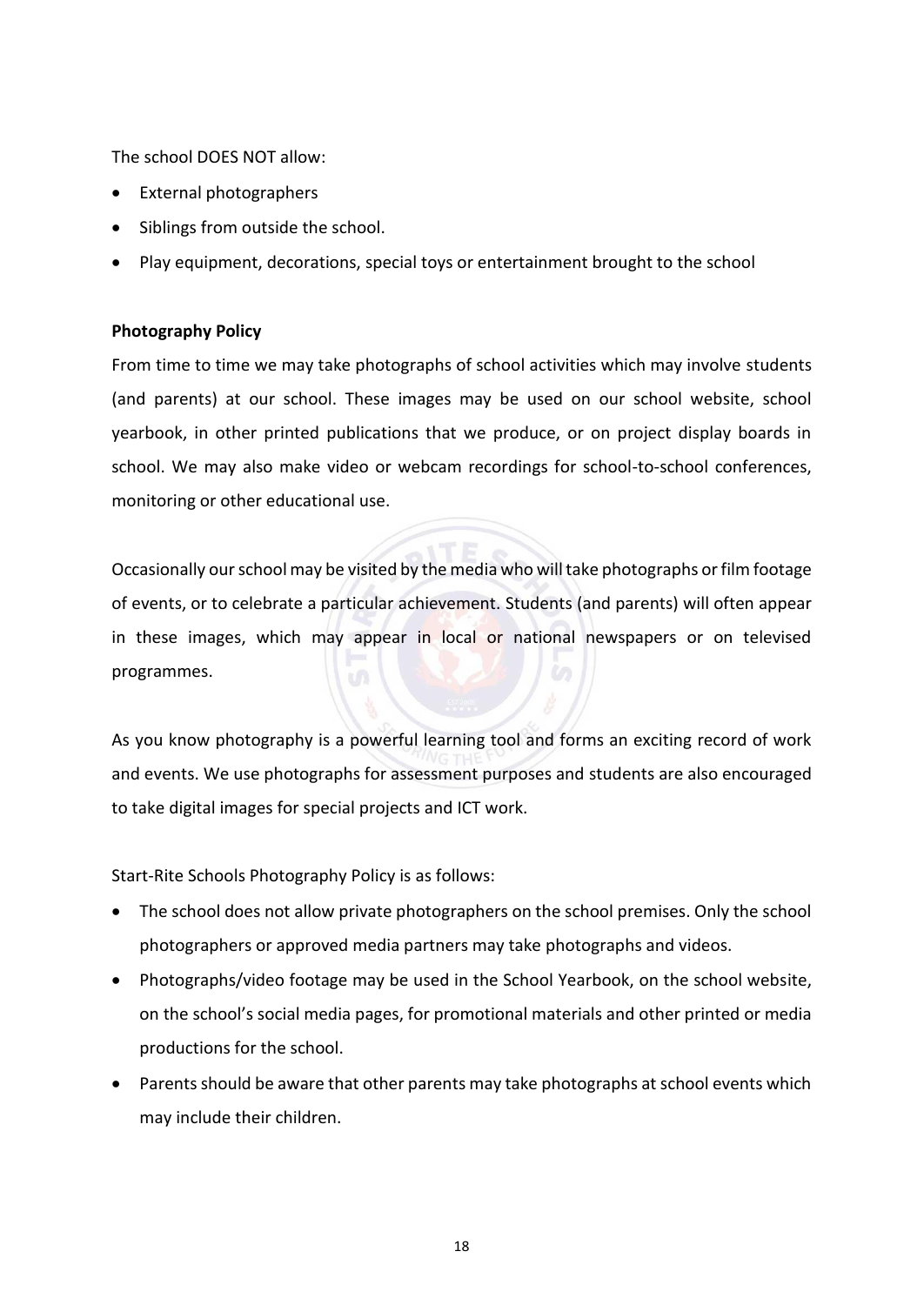The school DOES NOT allow:

- External photographers
- Siblings from outside the school.
- Play equipment, decorations, special toys or entertainment brought to the school

**Photography Policy**

From time to time we may take photographs of school activities which may involve students (and parents) at our school. These images may be used on our school website, school yearbook, in other printed publications that we produce, or on project display boards in school. We may also make video or webcam recordings for school-to-school conferences, monitoring or other educational use.

Occasionally our school may be visited by the media who will take photographs or film footage of events, or to celebrate a particular achievement. Students (and parents) will often appear in these images, which may appear in local or national newspapers or on televised programmes.

As you know photography is a powerful learning tool and forms an exciting record of work and events. We use photographs for assessment purposes and students are also encouraged to take digital images for special projects and ICT work.

Start-Rite Schools Photography Policy is as follows:

- The school does not allow private photographers on the school premises. Only the school photographers or approved media partners may take photographs and videos.
- Photographs/video footage may be used in the School Yearbook, on the school website, on the school's social media pages, for promotional materials and other printed or media productions for the school.
- Parents should be aware that other parents may take photographs at school events which may include their children.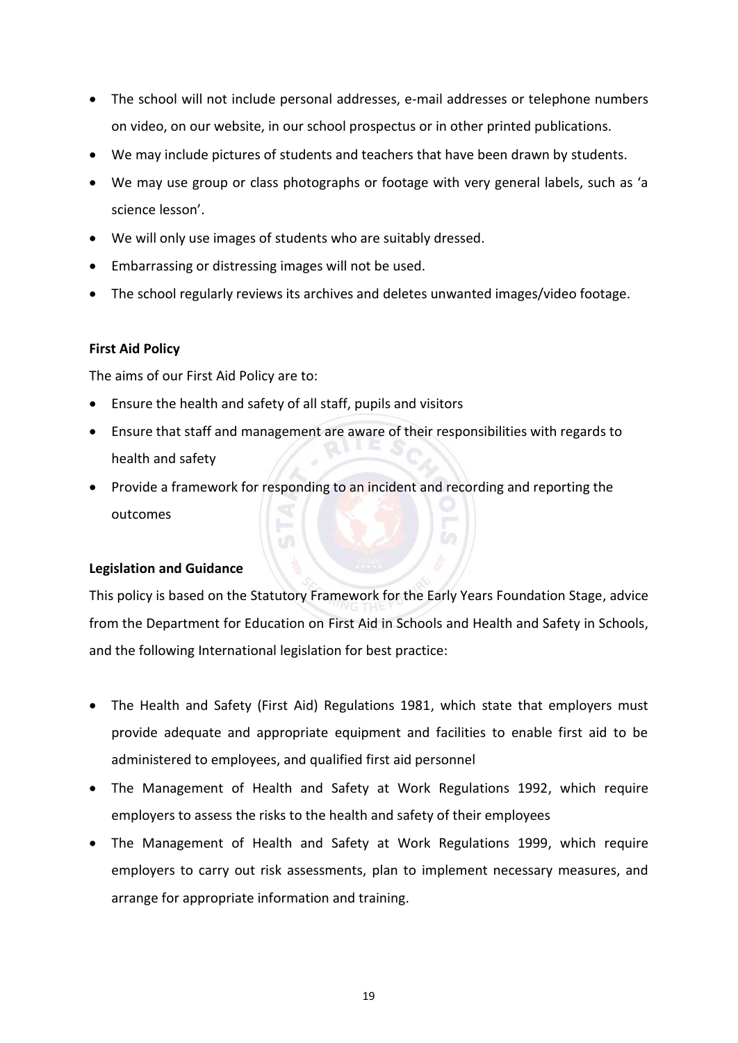- The school will not include personal addresses, e-mail addresses or telephone numbers on video, on our website, in our school prospectus or in other printed publications.
- We may include pictures of students and teachers that have been drawn by students.
- We may use group or class photographs or footage with very general labels, such as 'a science lesson'.
- We will only use images of students who are suitably dressed.
- Embarrassing or distressing images will not be used.
- The school regularly reviews its archives and deletes unwanted images/video footage.

**First Aid Policy**

The aims of our First Aid Policy are to:

- Ensure the health and safety of all staff, pupils and visitors
- Ensure that staff and management are aware of their responsibilities with regards to health and safety
- Provide a framework for responding to an incident and recording and reporting the outcomes

**Legislation and Guidance**

This policy is based on the Statutory Framework for the Early Years Foundation Stage, advice from the Department for Education on First Aid in Schools and Health and Safety in Schools, and the following International legislation for best practice:

- The Health and Safety (First Aid) Regulations 1981, which state that employers must provide adequate and appropriate equipment and facilities to enable first aid to be administered to employees, and qualified first aid personnel
- The Management of Health and Safety at Work Regulations 1992, which require employers to assess the risks to the health and safety of their employees
- The Management of Health and Safety at Work Regulations 1999, which require employers to carry out risk assessments, plan to implement necessary measures, and arrange for appropriate information and training.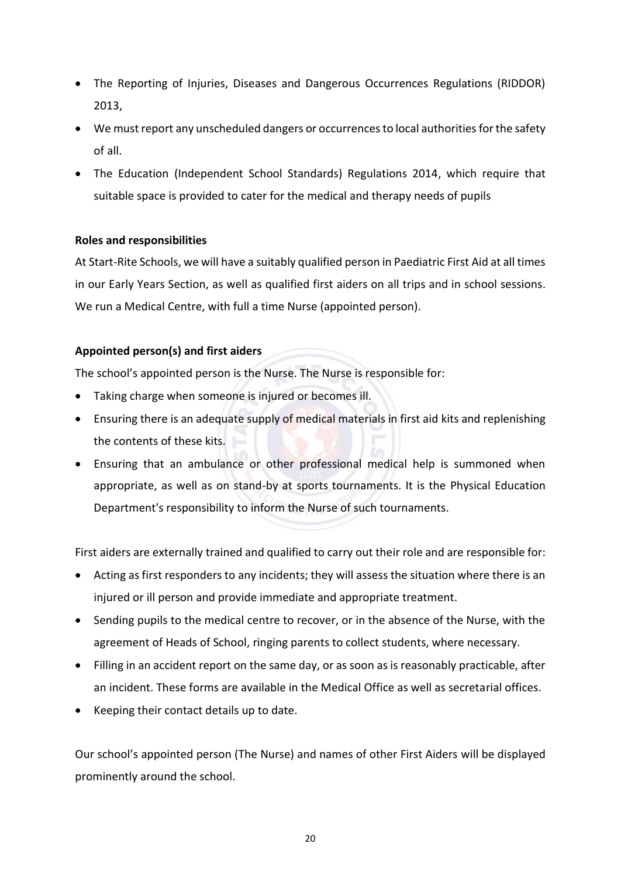- The Reporting of Injuries, Diseases and Dangerous Occurrences Regulations (RIDDOR) 2013,
- We must report any unscheduled dangers or occurrences to local authorities for the safety of all.
- The Education (Independent School Standards) Regulations 2014, which require that suitable space is provided to cater for the medical and therapy needs of pupils

**Roles and responsibilities**

At Start-Rite Schools, we will have a suitably qualified person in Paediatric First Aid at all times in our Early Years Section, as well as qualified first aiders on all trips and in school sessions. We run a Medical Centre, with full a time Nurse (appointed person).

**Appointed person(s) and first aiders**

The school's appointed person is the Nurse. The Nurse is responsible for:

- Taking charge when someone is injured or becomes ill.
- Ensuring there is an adequate supply of medical materials in first aid kits and replenishing the contents of these kits.
- Ensuring that an ambulance or other professional medical help is summoned when appropriate, as well as on stand-by at sports tournaments. It is the Physical Education Department's responsibility to inform the Nurse of such tournaments.

First aiders are externally trained and qualified to carry out their role and are responsible for:

- Acting as first responders to any incidents; they will assess the situation where there is an injured or ill person and provide immediate and appropriate treatment.
- Sending pupils to the medical centre to recover, or in the absence of the Nurse, with the agreement of Heads of School, ringing parents to collect students, where necessary.
- Filling in an accident report on the same day, or as soon as is reasonably practicable, after an incident. These forms are available in the Medical Office as well as secretarial offices.
- Keeping their contact details up to date.

Our school's appointed person (The Nurse) and names of other First Aiders will be displayed prominently around the school.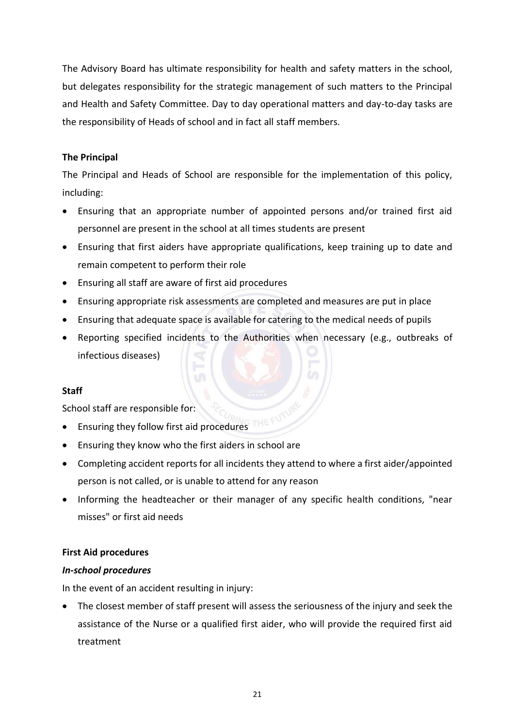The Advisory Board has ultimate responsibility for health and safety matters in the school, but delegates responsibility for the strategic management of such matters to the Principal and Health and Safety Committee. Day to day operational matters and day-to-day tasks are the responsibility of Heads of school and in fact all staff members.

**The Principal**

The Principal and Heads of School are responsible for the implementation of this policy, including:

- Ensuring that an appropriate number of appointed persons and/or trained first aid personnel are present in the school at all times students are present
- Ensuring that first aiders have appropriate qualifications, keep training up to date and remain competent to perform their role
- Ensuring all staff are aware of first aid procedures
- Ensuring appropriate risk assessments are completed and measures are put in place
- Ensuring that adequate space is available for catering to the medical needs of pupils
- Reporting specified incidents to the Authorities when necessary (e.g., outbreaks of infectious diseases)

**Staff**

School staff are responsible for:

- Ensuring they follow first aid procedures
- Ensuring they know who the first aiders in school are
- Completing accident reports for all incidents they attend to where a first aider/appointed person is not called, or is unable to attend for any reason
- Informing the headteacher or their manager of any specific health conditions, "near misses" or first aid needs

**First Aid procedures**

***In-school procedures***

In the event of an accident resulting in injury:

- The closest member of staff present will assess the seriousness of the injury and seek the assistance of the Nurse or a qualified first aider, who will provide the required first aid treatment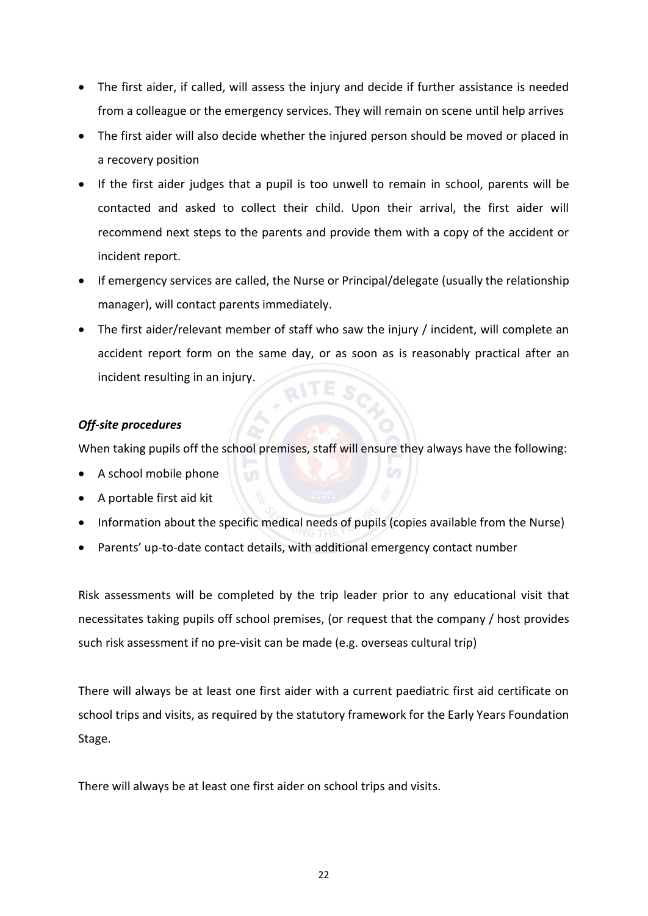- The first aider, if called, will assess the injury and decide if further assistance is needed from a colleague or the emergency services. They will remain on scene until help arrives
- The first aider will also decide whether the injured person should be moved or placed in a recovery position
- If the first aider judges that a pupil is too unwell to remain in school, parents will be contacted and asked to collect their child. Upon their arrival, the first aider will recommend next steps to the parents and provide them with a copy of the accident or incident report.
- If emergency services are called, the Nurse or Principal/delegate (usually the relationship manager), will contact parents immediately.
- The first aider/relevant member of staff who saw the injury / incident, will complete an accident report form on the same day, or as soon as is reasonably practical after an incident resulting in an injury.

***Off-site procedures***

When taking pupils off the school premises, staff will ensure they always have the following:

- A school mobile phone
- A portable first aid kit
- Information about the specific medical needs of pupils (copies available from the Nurse)
- Parents' up-to-date contact details, with additional emergency contact number

Risk assessments will be completed by the trip leader prior to any educational visit that necessitates taking pupils off school premises, (or request that the company / host provides such risk assessment if no pre-visit can be made (e.g. overseas cultural trip)

There will always be at least one first aider with a current paediatric first aid certificate on school trips and visits, as required by the statutory framework for the Early Years Foundation Stage.

There will always be at least one first aider on school trips and visits.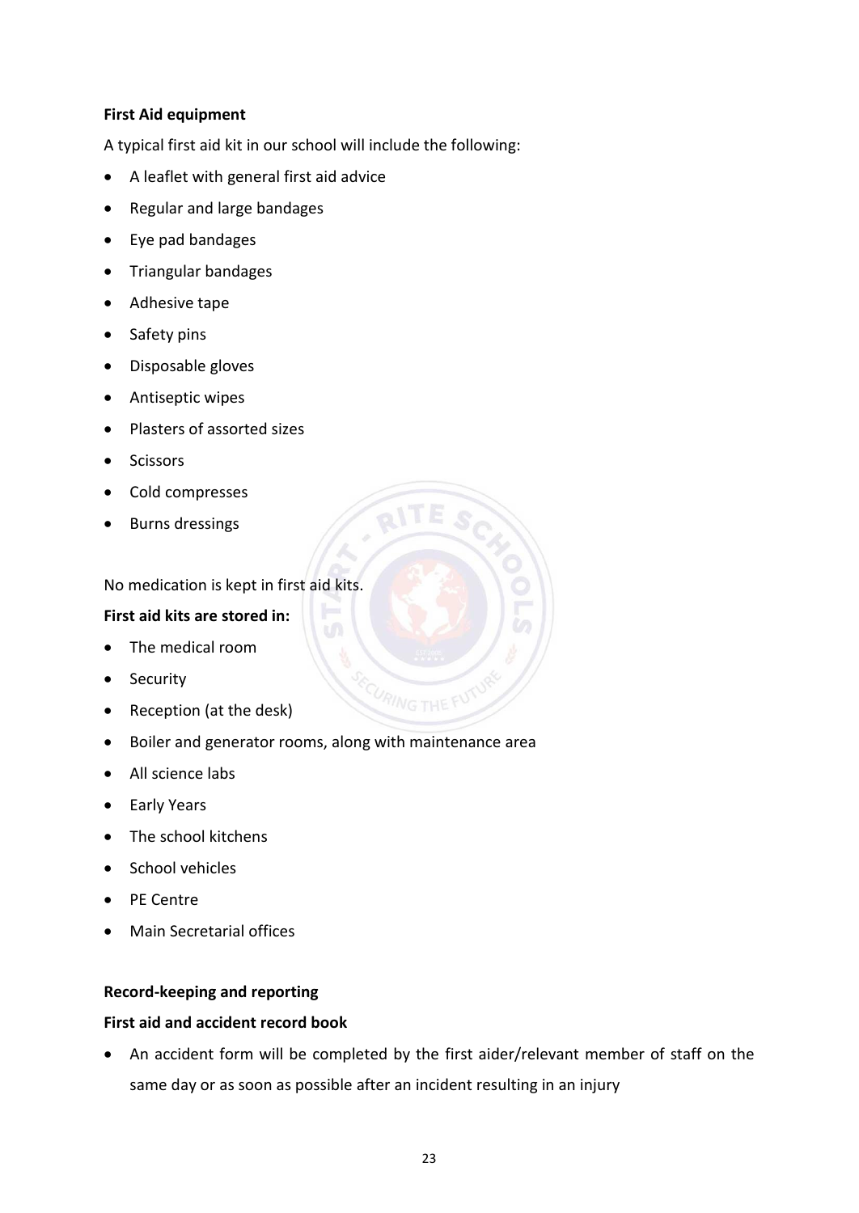**First Aid equipment**

A typical first aid kit in our school will include the following:

- A leaflet with general first aid advice
- Regular and large bandages
- Eye pad bandages
- Triangular bandages
- Adhesive tape
- Safety pins
- Disposable gloves
- Antiseptic wipes
- Plasters of assorted sizes
- Scissors
- Cold compresses
- Burns dressings

No medication is kept in first aid kits.

**First aid kits are stored in:**

- The medical room
- Security
- Reception (at the desk)
- Boiler and generator rooms, along with maintenance area
- All science labs
- Early Years
- The school kitchens
- School vehicles
- PE Centre
- Main Secretarial offices

**Record-keeping and reporting**

**First aid and accident record book**

- An accident form will be completed by the first aider/relevant member of staff on the same day or as soon as possible after an incident resulting in an injury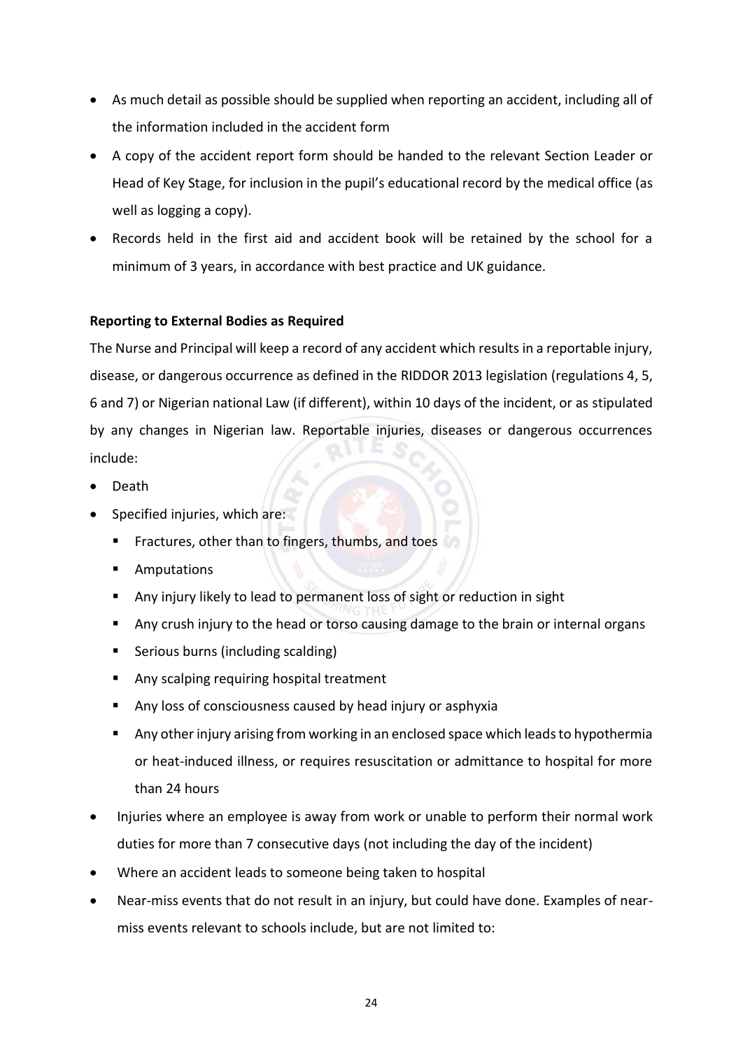- As much detail as possible should be supplied when reporting an accident, including all of the information included in the accident form
- A copy of the accident report form should be handed to the relevant Section Leader or Head of Key Stage, for inclusion in the pupil's educational record by the medical office (as well as logging a copy).
- Records held in the first aid and accident book will be retained by the school for a minimum of 3 years, in accordance with best practice and UK guidance.

**Reporting to External Bodies as Required**

The Nurse and Principal will keep a record of any accident which results in a reportable injury, disease, or dangerous occurrence as defined in the RIDDOR 2013 legislation (regulations 4, 5, 6 and 7) or Nigerian national Law (if different), within 10 days of the incident, or as stipulated by any changes in Nigerian law. Reportable injuries, diseases or dangerous occurrences include:

- Death
- Specified injuries, which are:
  - Fractures, other than to fingers, thumbs, and toes
  - Amputations
  - Any injury likely to lead to permanent loss of sight or reduction in sight
  - Any crush injury to the head or torso causing damage to the brain or internal organs
  - Serious burns (including scalding)
  - Any scalping requiring hospital treatment
  - Any loss of consciousness caused by head injury or asphyxia
  - Any other injury arising from working in an enclosed space which leads to hypothermia or heat-induced illness, or requires resuscitation or admittance to hospital for more than 24 hours
- Injuries where an employee is away from work or unable to perform their normal work duties for more than 7 consecutive days (not including the day of the incident)
- Where an accident leads to someone being taken to hospital
- Near-miss events that do not result in an injury, but could have done. Examples of near-miss events relevant to schools include, but are not limited to: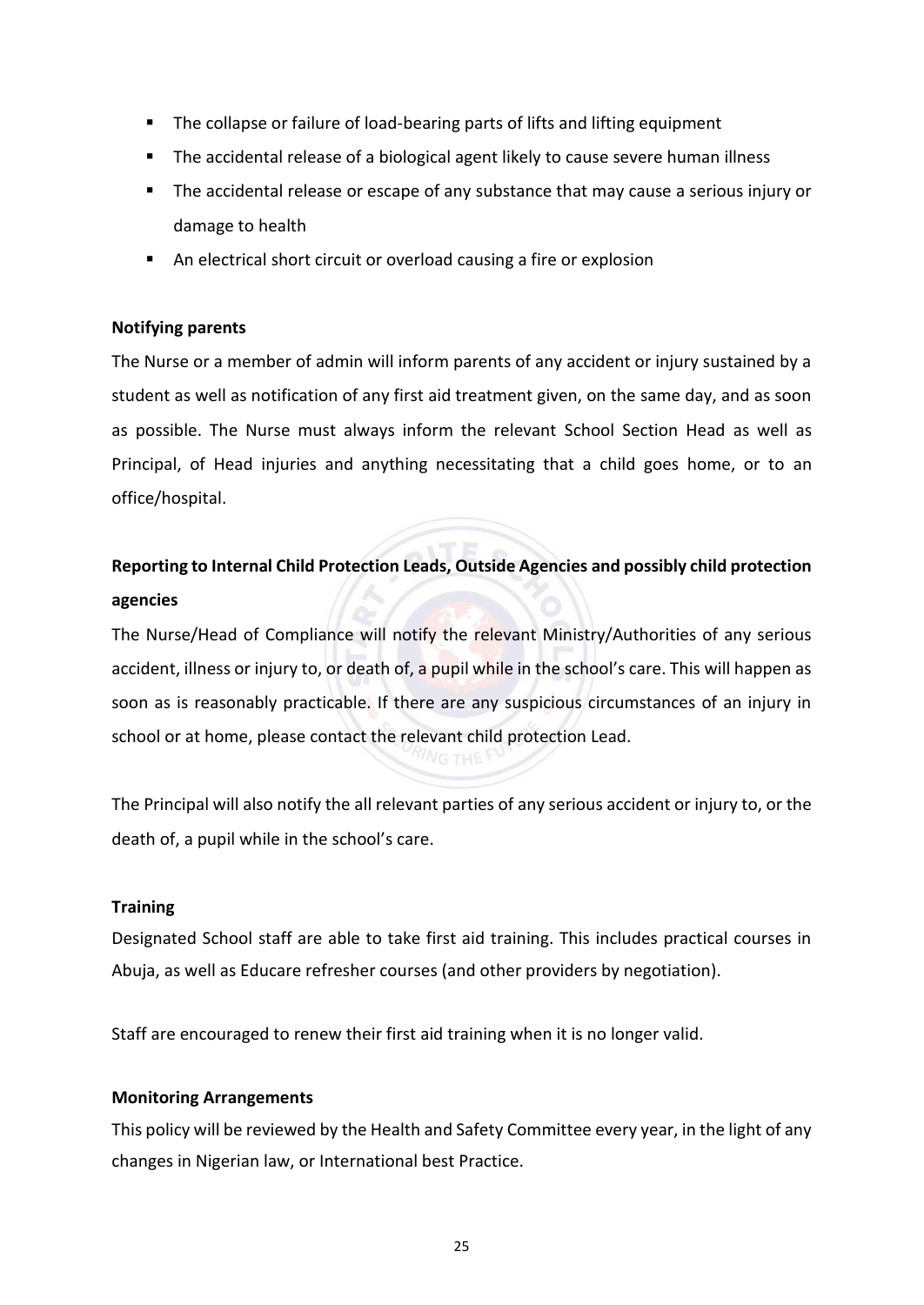- The collapse or failure of load-bearing parts of lifts and lifting equipment
- The accidental release of a biological agent likely to cause severe human illness
- The accidental release or escape of any substance that may cause a serious injury or damage to health
- An electrical short circuit or overload causing a fire or explosion

**Notifying parents**

The Nurse or a member of admin will inform parents of any accident or injury sustained by a student as well as notification of any first aid treatment given, on the same day, and as soon as possible. The Nurse must always inform the relevant School Section Head as well as Principal, of Head injuries and anything necessitating that a child goes home, or to an office/hospital.

**Reporting to Internal Child Protection Leads, Outside Agencies and possibly child protection agencies**

The Nurse/Head of Compliance will notify the relevant Ministry/Authorities of any serious accident, illness or injury to, or death of, a pupil while in the school's care. This will happen as soon as is reasonably practicable. If there are any suspicious circumstances of an injury in school or at home, please contact the relevant child protection Lead.

The Principal will also notify the all relevant parties of any serious accident or injury to, or the death of, a pupil while in the school's care.

**Training**

Designated School staff are able to take first aid training. This includes practical courses in Abuja, as well as Educare refresher courses (and other providers by negotiation).

Staff are encouraged to renew their first aid training when it is no longer valid.

**Monitoring Arrangements**

This policy will be reviewed by the Health and Safety Committee every year, in the light of any changes in Nigerian law, or International best Practice.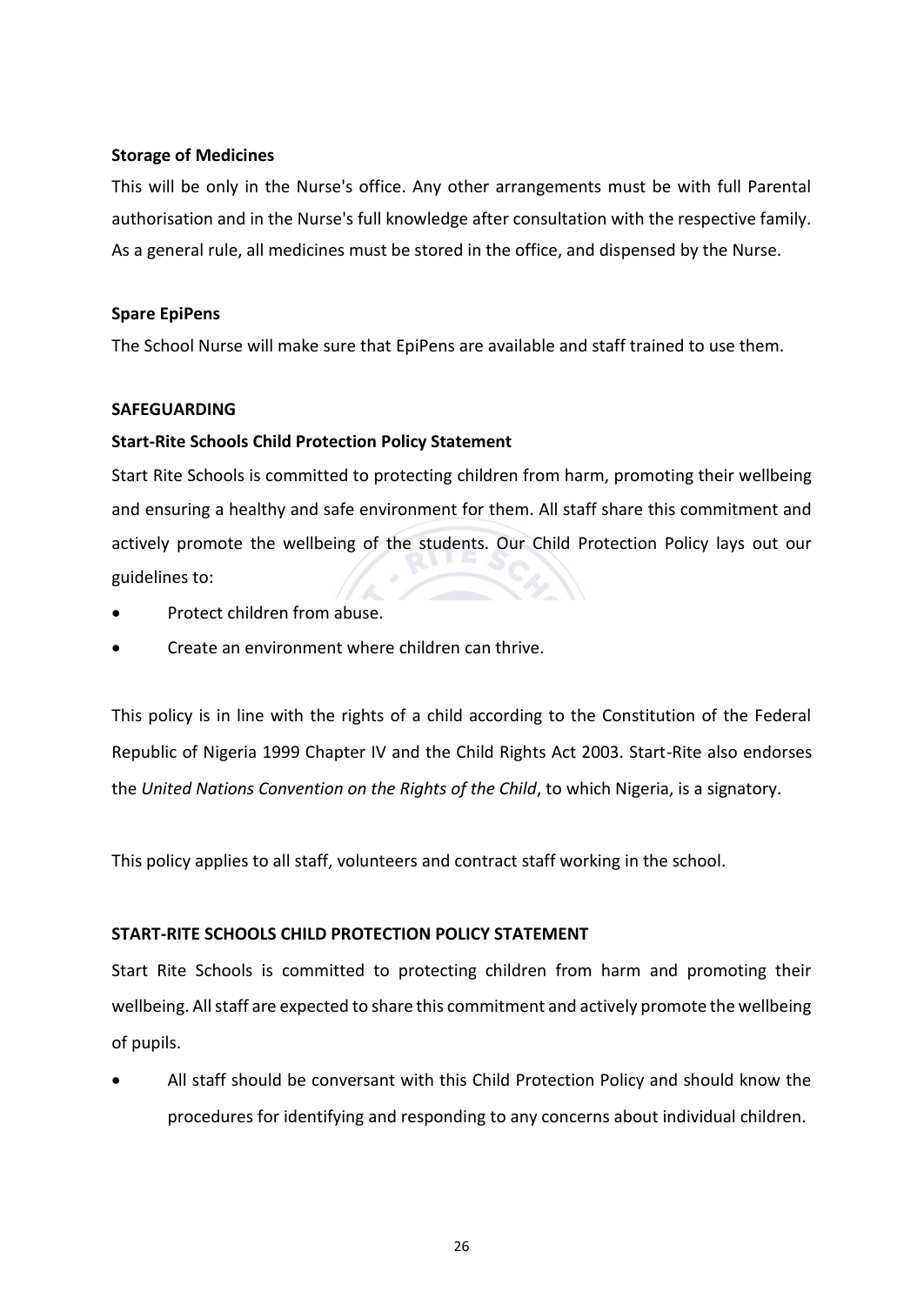**Storage of Medicines**

This will be only in the Nurse's office. Any other arrangements must be with full Parental authorisation and in the Nurse's full knowledge after consultation with the respective family. As a general rule, all medicines must be stored in the office, and dispensed by the Nurse.

**Spare EpiPens**

The School Nurse will make sure that EpiPens are available and staff trained to use them.

**SAFEGUARDING**

**Start-Rite Schools Child Protection Policy Statement**

Start Rite Schools is committed to protecting children from harm, promoting their wellbeing and ensuring a healthy and safe environment for them. All staff share this commitment and actively promote the wellbeing of the students. Our Child Protection Policy lays out our guidelines to:

- Protect children from abuse.
- Create an environment where children can thrive.

This policy is in line with the rights of a child according to the Constitution of the Federal Republic of Nigeria 1999 Chapter IV and the Child Rights Act 2003. Start-Rite also endorses the *United Nations Convention on the Rights of the Child*, to which Nigeria, is a signatory.

This policy applies to all staff, volunteers and contract staff working in the school.

**START-RITE SCHOOLS CHILD PROTECTION POLICY STATEMENT**

Start Rite Schools is committed to protecting children from harm and promoting their wellbeing. All staff are expected to share this commitment and actively promote the wellbeing of pupils.

- All staff should be conversant with this Child Protection Policy and should know the procedures for identifying and responding to any concerns about individual children.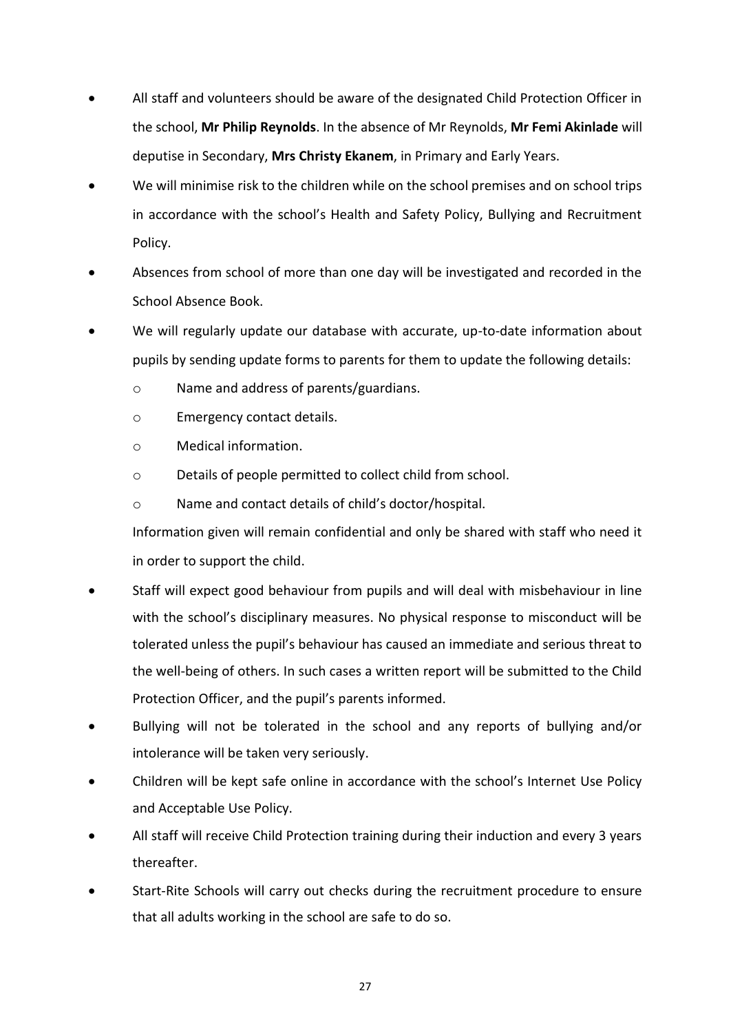- All staff and volunteers should be aware of the designated Child Protection Officer in the school, **Mr Philip Reynolds**. In the absence of Mr Reynolds, **Mr Femi Akinlade** will deputise in Secondary, **Mrs Christy Ekanem**, in Primary and Early Years.
- We will minimise risk to the children while on the school premises and on school trips in accordance with the school's Health and Safety Policy, Bullying and Recruitment Policy.
- Absences from school of more than one day will be investigated and recorded in the School Absence Book.
- We will regularly update our database with accurate, up-to-date information about pupils by sending update forms to parents for them to update the following details:
    - Name and address of parents/guardians.
    - Emergency contact details.
    - Medical information.
    - Details of people permitted to collect child from school.
    - Name and contact details of child's doctor/hospital.

  Information given will remain confidential and only be shared with staff who need it in order to support the child.
- Staff will expect good behaviour from pupils and will deal with misbehaviour in line with the school's disciplinary measures. No physical response to misconduct will be tolerated unless the pupil's behaviour has caused an immediate and serious threat to the well-being of others. In such cases a written report will be submitted to the Child Protection Officer, and the pupil's parents informed.
- Bullying will not be tolerated in the school and any reports of bullying and/or intolerance will be taken very seriously.
- Children will be kept safe online in accordance with the school's Internet Use Policy and Acceptable Use Policy.
- All staff will receive Child Protection training during their induction and every 3 years thereafter.
- Start-Rite Schools will carry out checks during the recruitment procedure to ensure that all adults working in the school are safe to do so.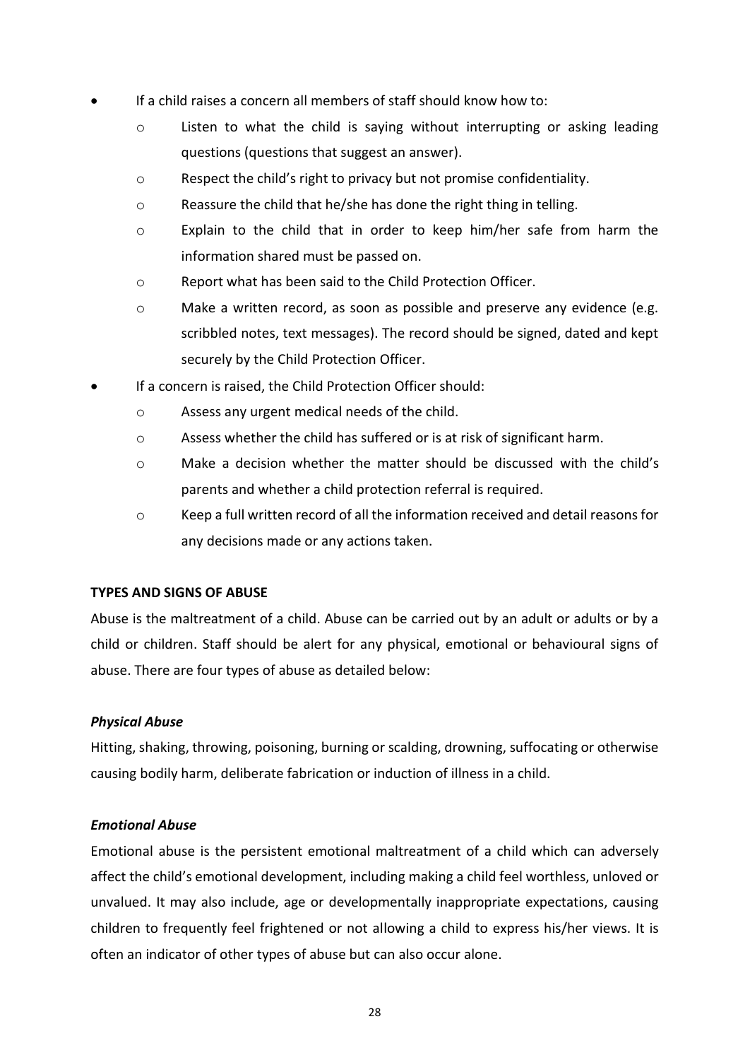- If a child raises a concern all members of staff should know how to:
    - Listen to what the child is saying without interrupting or asking leading questions (questions that suggest an answer).
    - Respect the child's right to privacy but not promise confidentiality.
    - Reassure the child that he/she has done the right thing in telling.
    - Explain to the child that in order to keep him/her safe from harm the information shared must be passed on.
    - Report what has been said to the Child Protection Officer.
    - Make a written record, as soon as possible and preserve any evidence (e.g. scribbled notes, text messages). The record should be signed, dated and kept securely by the Child Protection Officer.
- If a concern is raised, the Child Protection Officer should:
    - Assess any urgent medical needs of the child.
    - Assess whether the child has suffered or is at risk of significant harm.
    - Make a decision whether the matter should be discussed with the child's parents and whether a child protection referral is required.
    - Keep a full written record of all the information received and detail reasons for any decisions made or any actions taken.

**TYPES AND SIGNS OF ABUSE**

Abuse is the maltreatment of a child. Abuse can be carried out by an adult or adults or by a child or children. Staff should be alert for any physical, emotional or behavioural signs of abuse. There are four types of abuse as detailed below:

***Physical Abuse***

Hitting, shaking, throwing, poisoning, burning or scalding, drowning, suffocating or otherwise causing bodily harm, deliberate fabrication or induction of illness in a child.

***Emotional Abuse***

Emotional abuse is the persistent emotional maltreatment of a child which can adversely affect the child's emotional development, including making a child feel worthless, unloved or unvalued. It may also include, age or developmentally inappropriate expectations, causing children to frequently feel frightened or not allowing a child to express his/her views. It is often an indicator of other types of abuse but can also occur alone.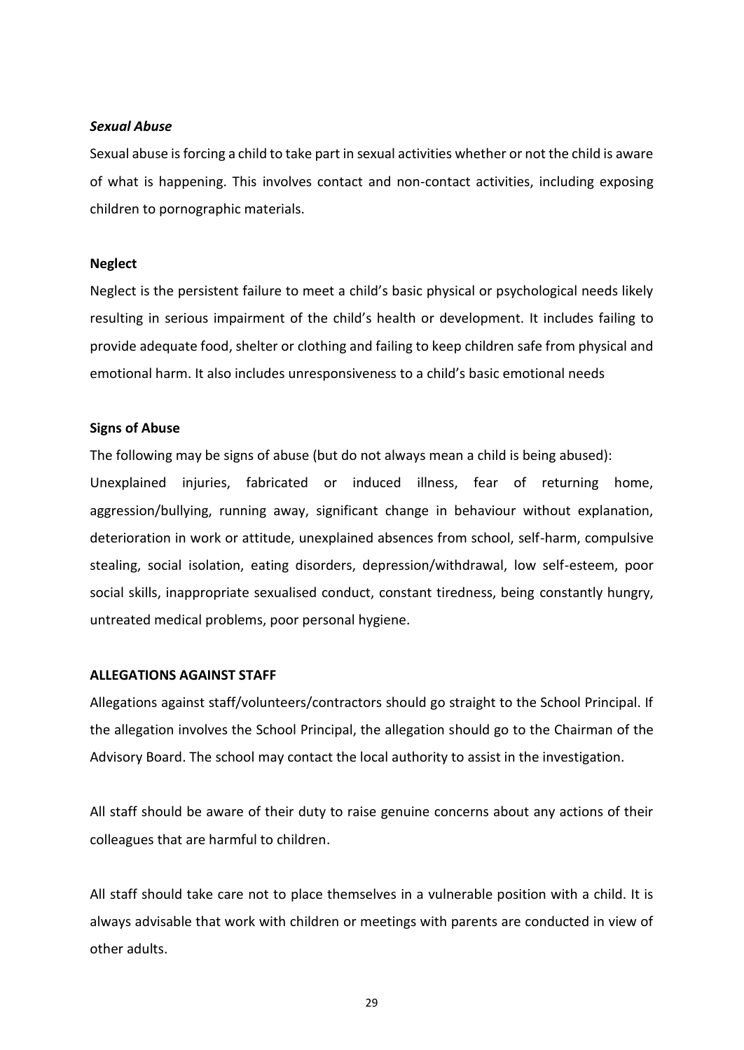***Sexual Abuse***

Sexual abuse is forcing a child to take part in sexual activities whether or not the child is aware of what is happening. This involves contact and non-contact activities, including exposing children to pornographic materials.

**Neglect**

Neglect is the persistent failure to meet a child's basic physical or psychological needs likely resulting in serious impairment of the child's health or development. It includes failing to provide adequate food, shelter or clothing and failing to keep children safe from physical and emotional harm. It also includes unresponsiveness to a child's basic emotional needs

**Signs of Abuse**

The following may be signs of abuse (but do not always mean a child is being abused):
Unexplained injuries, fabricated or induced illness, fear of returning home, aggression/bullying, running away, significant change in behaviour without explanation, deterioration in work or attitude, unexplained absences from school, self-harm, compulsive stealing, social isolation, eating disorders, depression/withdrawal, low self-esteem, poor social skills, inappropriate sexualised conduct, constant tiredness, being constantly hungry, untreated medical problems, poor personal hygiene.

**ALLEGATIONS AGAINST STAFF**

Allegations against staff/volunteers/contractors should go straight to the School Principal. If the allegation involves the School Principal, the allegation should go to the Chairman of the Advisory Board. The school may contact the local authority to assist in the investigation.

All staff should be aware of their duty to raise genuine concerns about any actions of their colleagues that are harmful to children.

All staff should take care not to place themselves in a vulnerable position with a child. It is always advisable that work with children or meetings with parents are conducted in view of other adults.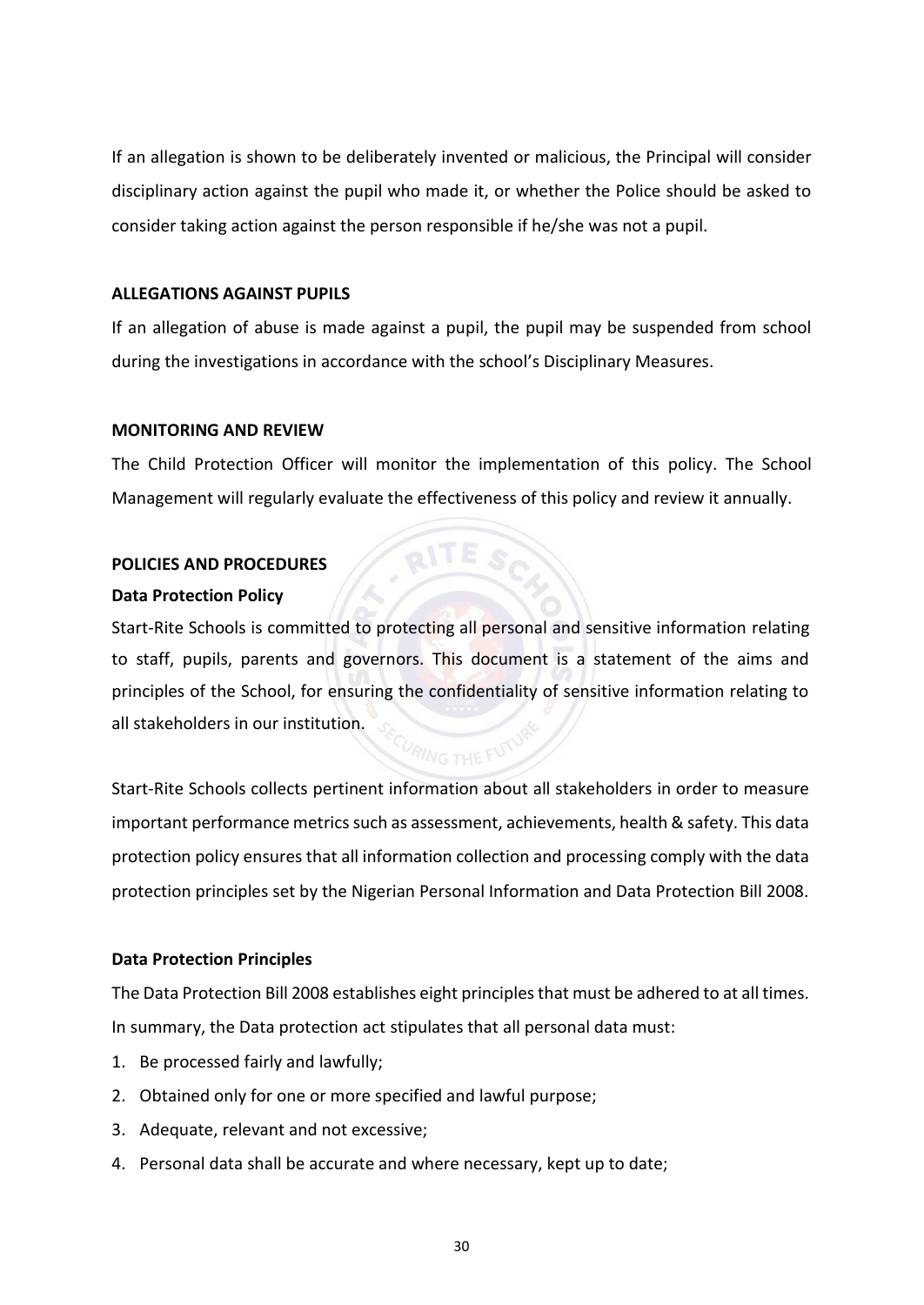If an allegation is shown to be deliberately invented or malicious, the Principal will consider disciplinary action against the pupil who made it, or whether the Police should be asked to consider taking action against the person responsible if he/she was not a pupil.

**ALLEGATIONS AGAINST PUPILS**

If an allegation of abuse is made against a pupil, the pupil may be suspended from school during the investigations in accordance with the school's Disciplinary Measures.

**MONITORING AND REVIEW**

The Child Protection Officer will monitor the implementation of this policy. The School Management will regularly evaluate the effectiveness of this policy and review it annually.

**POLICIES AND PROCEDURES**

**Data Protection Policy**

Start-Rite Schools is committed to protecting all personal and sensitive information relating to staff, pupils, parents and governors. This document is a statement of the aims and principles of the School, for ensuring the confidentiality of sensitive information relating to all stakeholders in our institution.

Start-Rite Schools collects pertinent information about all stakeholders in order to measure important performance metrics such as assessment, achievements, health & safety. This data protection policy ensures that all information collection and processing comply with the data protection principles set by the Nigerian Personal Information and Data Protection Bill 2008.

**Data Protection Principles**

The Data Protection Bill 2008 establishes eight principles that must be adhered to at all times. In summary, the Data protection act stipulates that all personal data must:

1. Be processed fairly and lawfully;
2. Obtained only for one or more specified and lawful purpose;
3. Adequate, relevant and not excessive;
4. Personal data shall be accurate and where necessary, kept up to date;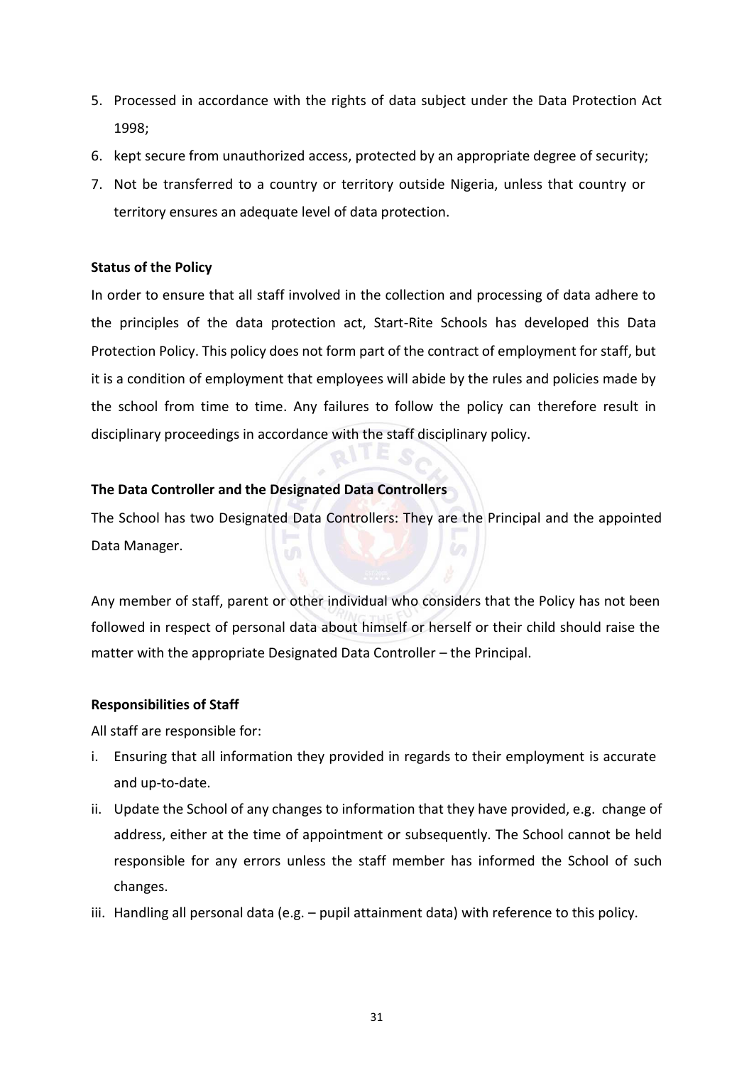5. Processed in accordance with the rights of data subject under the Data Protection Act 1998;
6. kept secure from unauthorized access, protected by an appropriate degree of security;
7. Not be transferred to a country or territory outside Nigeria, unless that country or territory ensures an adequate level of data protection.

**Status of the Policy**

In order to ensure that all staff involved in the collection and processing of data adhere to the principles of the data protection act, Start-Rite Schools has developed this Data Protection Policy. This policy does not form part of the contract of employment for staff, but it is a condition of employment that employees will abide by the rules and policies made by the school from time to time. Any failures to follow the policy can therefore result in disciplinary proceedings in accordance with the staff disciplinary policy.

**The Data Controller and the Designated Data Controllers**

The School has two Designated Data Controllers: They are the Principal and the appointed Data Manager.

Any member of staff, parent or other individual who considers that the Policy has not been followed in respect of personal data about himself or herself or their child should raise the matter with the appropriate Designated Data Controller – the Principal.

**Responsibilities of Staff**

All staff are responsible for:

i. Ensuring that all information they provided in regards to their employment is accurate and up-to-date.
ii. Update the School of any changes to information that they have provided, e.g. change of address, either at the time of appointment or subsequently. The School cannot be held responsible for any errors unless the staff member has informed the School of such changes.
iii. Handling all personal data (e.g. – pupil attainment data) with reference to this policy.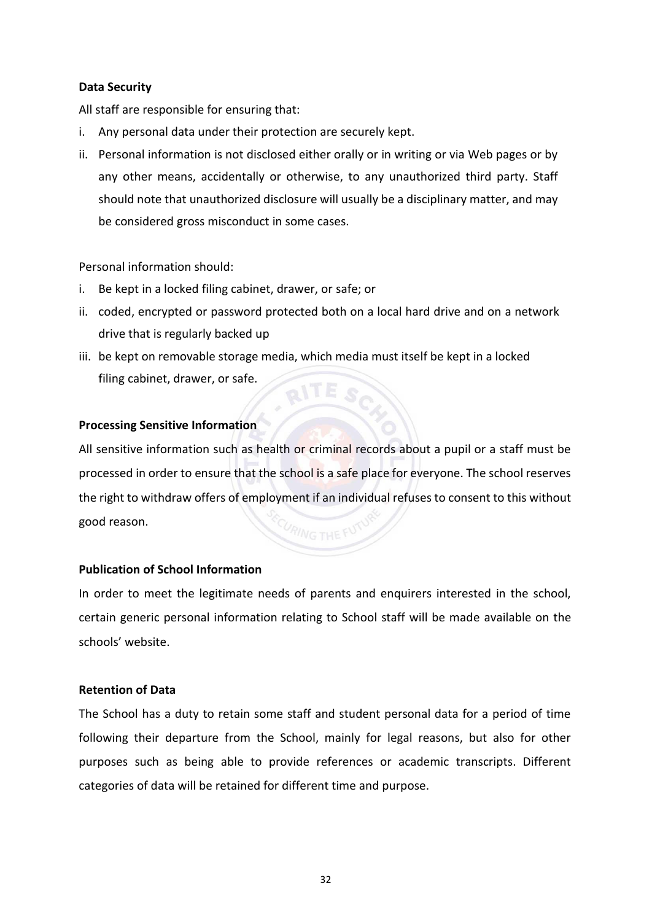**Data Security**

All staff are responsible for ensuring that:

i. Any personal data under their protection are securely kept.
ii. Personal information is not disclosed either orally or in writing or via Web pages or by any other means, accidentally or otherwise, to any unauthorized third party. Staff should note that unauthorized disclosure will usually be a disciplinary matter, and may be considered gross misconduct in some cases.

Personal information should:

i. Be kept in a locked filing cabinet, drawer, or safe; or
ii. coded, encrypted or password protected both on a local hard drive and on a network drive that is regularly backed up
iii. be kept on removable storage media, which media must itself be kept in a locked filing cabinet, drawer, or safe.

**Processing Sensitive Information**

All sensitive information such as health or criminal records about a pupil or a staff must be processed in order to ensure that the school is a safe place for everyone. The school reserves the right to withdraw offers of employment if an individual refuses to consent to this without good reason.

**Publication of School Information**

In order to meet the legitimate needs of parents and enquirers interested in the school, certain generic personal information relating to School staff will be made available on the schools' website.

**Retention of Data**

The School has a duty to retain some staff and student personal data for a period of time following their departure from the School, mainly for legal reasons, but also for other purposes such as being able to provide references or academic transcripts. Different categories of data will be retained for different time and purpose.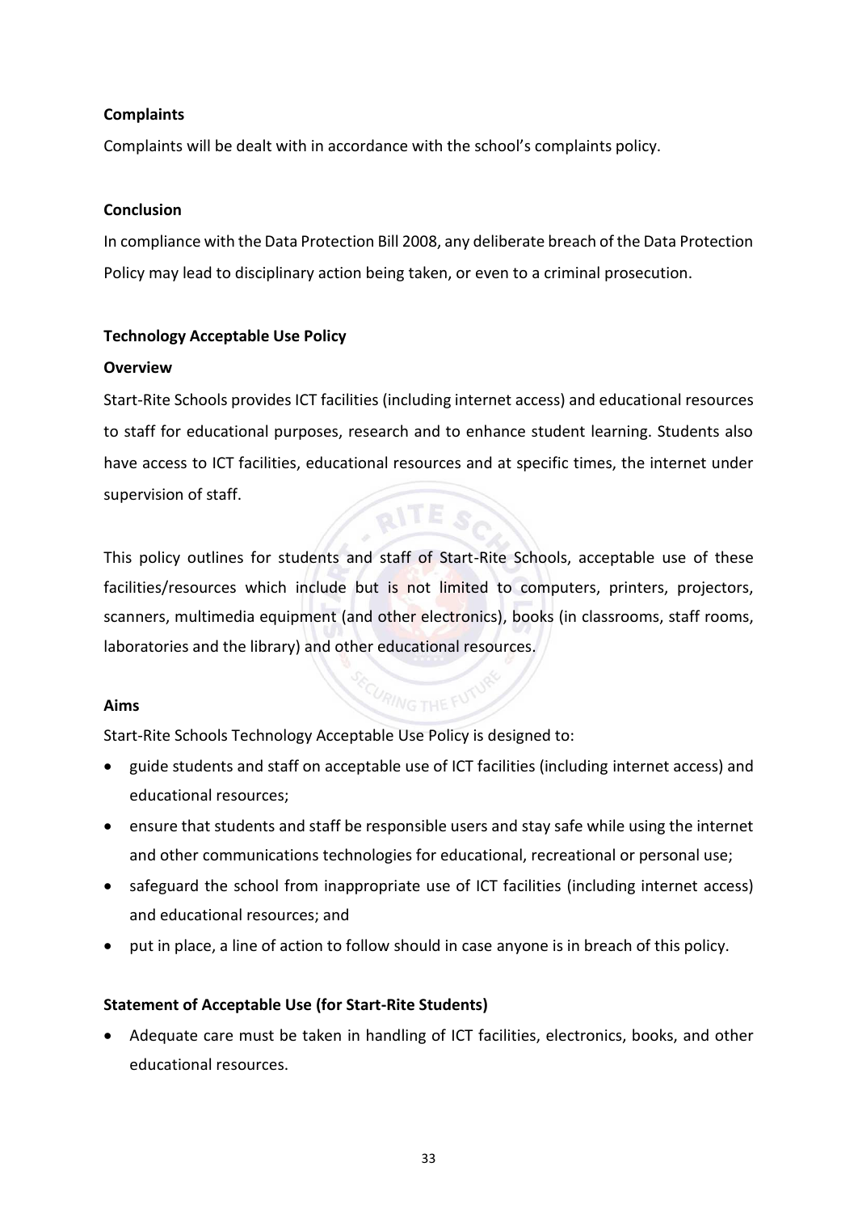**Complaints**

Complaints will be dealt with in accordance with the school's complaints policy.

**Conclusion**

In compliance with the Data Protection Bill 2008, any deliberate breach of the Data Protection Policy may lead to disciplinary action being taken, or even to a criminal prosecution.

**Technology Acceptable Use Policy**

**Overview**

Start-Rite Schools provides ICT facilities (including internet access) and educational resources to staff for educational purposes, research and to enhance student learning. Students also have access to ICT facilities, educational resources and at specific times, the internet under supervision of staff.

This policy outlines for students and staff of Start-Rite Schools, acceptable use of these facilities/resources which include but is not limited to computers, printers, projectors, scanners, multimedia equipment (and other electronics), books (in classrooms, staff rooms, laboratories and the library) and other educational resources.

**Aims**

Start-Rite Schools Technology Acceptable Use Policy is designed to:

- guide students and staff on acceptable use of ICT facilities (including internet access) and educational resources;
- ensure that students and staff be responsible users and stay safe while using the internet and other communications technologies for educational, recreational or personal use;
- safeguard the school from inappropriate use of ICT facilities (including internet access) and educational resources; and
- put in place, a line of action to follow should in case anyone is in breach of this policy.

**Statement of Acceptable Use (for Start-Rite Students)**

- Adequate care must be taken in handling of ICT facilities, electronics, books, and other educational resources.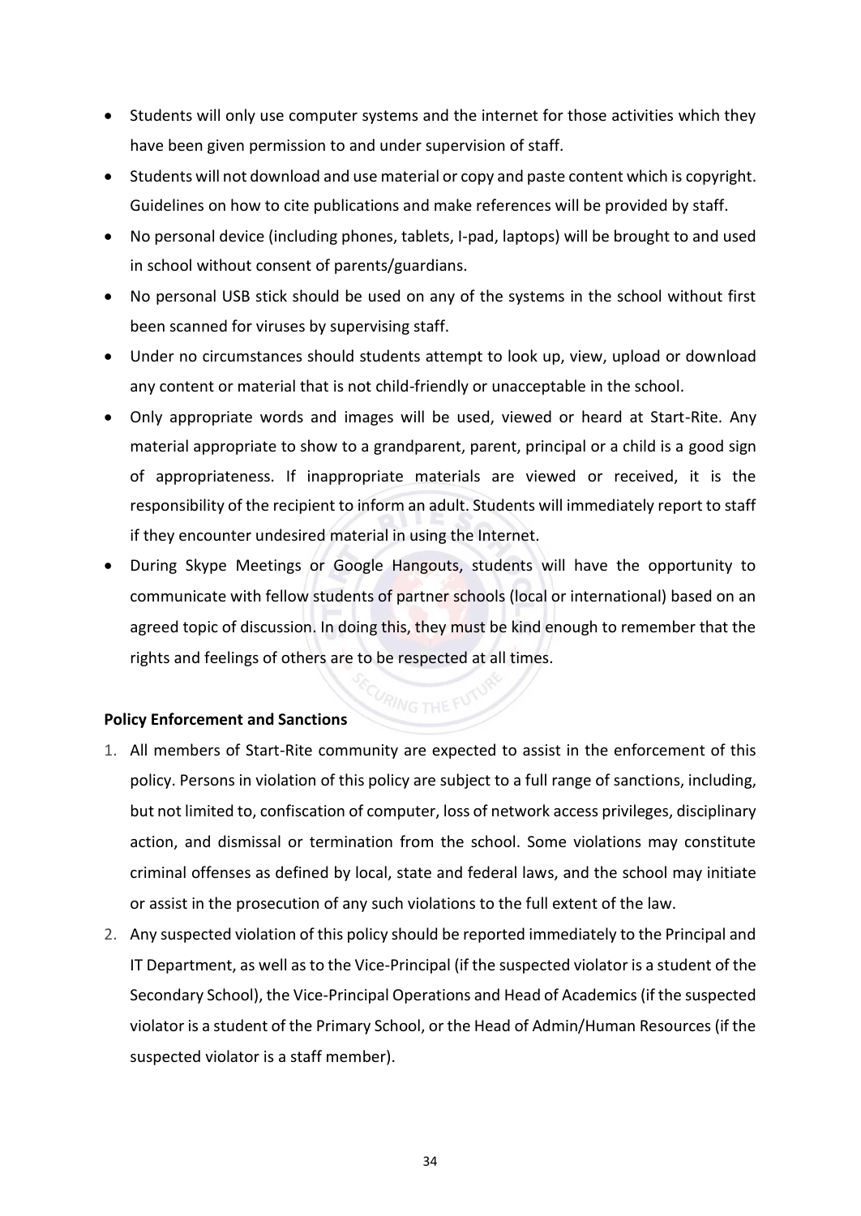- Students will only use computer systems and the internet for those activities which they have been given permission to and under supervision of staff.
- Students will not download and use material or copy and paste content which is copyright. Guidelines on how to cite publications and make references will be provided by staff.
- No personal device (including phones, tablets, I-pad, laptops) will be brought to and used in school without consent of parents/guardians.
- No personal USB stick should be used on any of the systems in the school without first been scanned for viruses by supervising staff.
- Under no circumstances should students attempt to look up, view, upload or download any content or material that is not child-friendly or unacceptable in the school.
- Only appropriate words and images will be used, viewed or heard at Start-Rite. Any material appropriate to show to a grandparent, parent, principal or a child is a good sign of appropriateness. If inappropriate materials are viewed or received, it is the responsibility of the recipient to inform an adult. Students will immediately report to staff if they encounter undesired material in using the Internet.
- During Skype Meetings or Google Hangouts, students will have the opportunity to communicate with fellow students of partner schools (local or international) based on an agreed topic of discussion. In doing this, they must be kind enough to remember that the rights and feelings of others are to be respected at all times.

**Policy Enforcement and Sanctions**

1. All members of Start-Rite community are expected to assist in the enforcement of this policy. Persons in violation of this policy are subject to a full range of sanctions, including, but not limited to, confiscation of computer, loss of network access privileges, disciplinary action, and dismissal or termination from the school. Some violations may constitute criminal offenses as defined by local, state and federal laws, and the school may initiate or assist in the prosecution of any such violations to the full extent of the law.
2. Any suspected violation of this policy should be reported immediately to the Principal and IT Department, as well as to the Vice-Principal (if the suspected violator is a student of the Secondary School), the Vice-Principal Operations and Head of Academics (if the suspected violator is a student of the Primary School, or the Head of Admin/Human Resources (if the suspected violator is a staff member).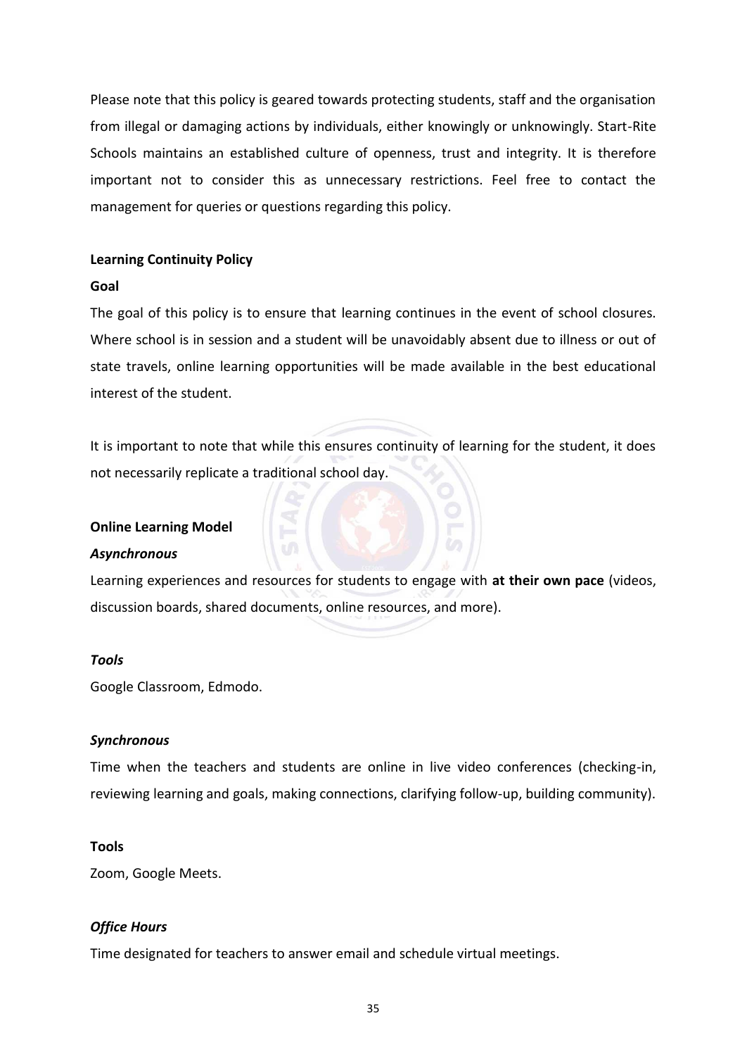Please note that this policy is geared towards protecting students, staff and the organisation from illegal or damaging actions by individuals, either knowingly or unknowingly. Start-Rite Schools maintains an established culture of openness, trust and integrity. It is therefore important not to consider this as unnecessary restrictions. Feel free to contact the management for queries or questions regarding this policy.

**Learning Continuity Policy**

**Goal**

The goal of this policy is to ensure that learning continues in the event of school closures. Where school is in session and a student will be unavoidably absent due to illness or out of state travels, online learning opportunities will be made available in the best educational interest of the student.

It is important to note that while this ensures continuity of learning for the student, it does not necessarily replicate a traditional school day.

**Online Learning Model**

***Asynchronous***

Learning experiences and resources for students to engage with **at their own pace** (videos, discussion boards, shared documents, online resources, and more).

***Tools***

Google Classroom, Edmodo.

***Synchronous***

Time when the teachers and students are online in live video conferences (checking-in, reviewing learning and goals, making connections, clarifying follow-up, building community).

**Tools**

Zoom, Google Meets.

***Office Hours***

Time designated for teachers to answer email and schedule virtual meetings.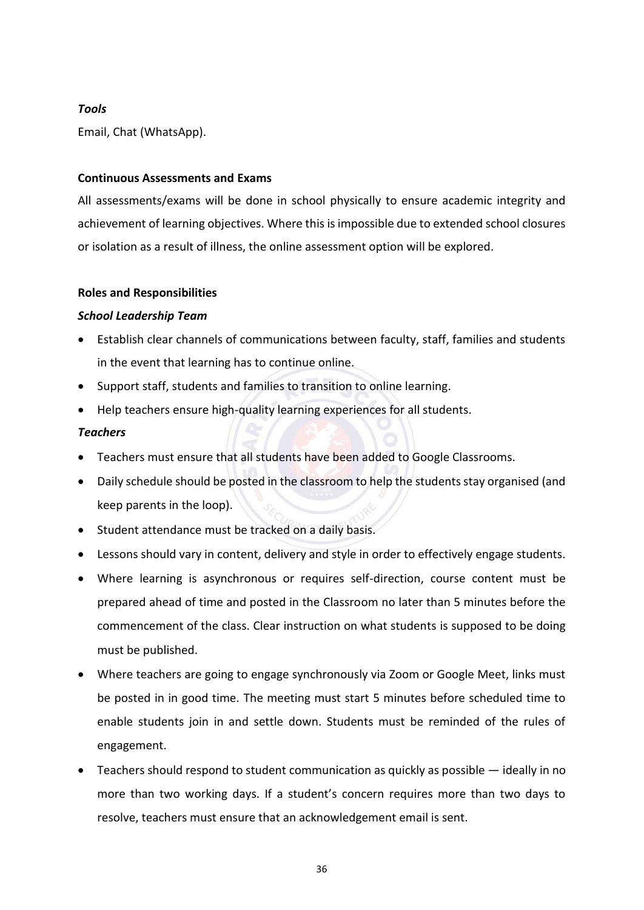***Tools***

Email, Chat (WhatsApp).

**Continuous Assessments and Exams**

All assessments/exams will be done in school physically to ensure academic integrity and achievement of learning objectives. Where this is impossible due to extended school closures or isolation as a result of illness, the online assessment option will be explored.

**Roles and Responsibilities**

***School Leadership Team***

- Establish clear channels of communications between faculty, staff, families and students in the event that learning has to continue online.
- Support staff, students and families to transition to online learning.
- Help teachers ensure high-quality learning experiences for all students.

***Teachers***

- Teachers must ensure that all students have been added to Google Classrooms.
- Daily schedule should be posted in the classroom to help the students stay organised (and keep parents in the loop).
- Student attendance must be tracked on a daily basis.
- Lessons should vary in content, delivery and style in order to effectively engage students.
- Where learning is asynchronous or requires self-direction, course content must be prepared ahead of time and posted in the Classroom no later than 5 minutes before the commencement of the class. Clear instruction on what students is supposed to be doing must be published.
- Where teachers are going to engage synchronously via Zoom or Google Meet, links must be posted in in good time. The meeting must start 5 minutes before scheduled time to enable students join in and settle down. Students must be reminded of the rules of engagement.
- Teachers should respond to student communication as quickly as possible — ideally in no more than two working days. If a student's concern requires more than two days to resolve, teachers must ensure that an acknowledgement email is sent.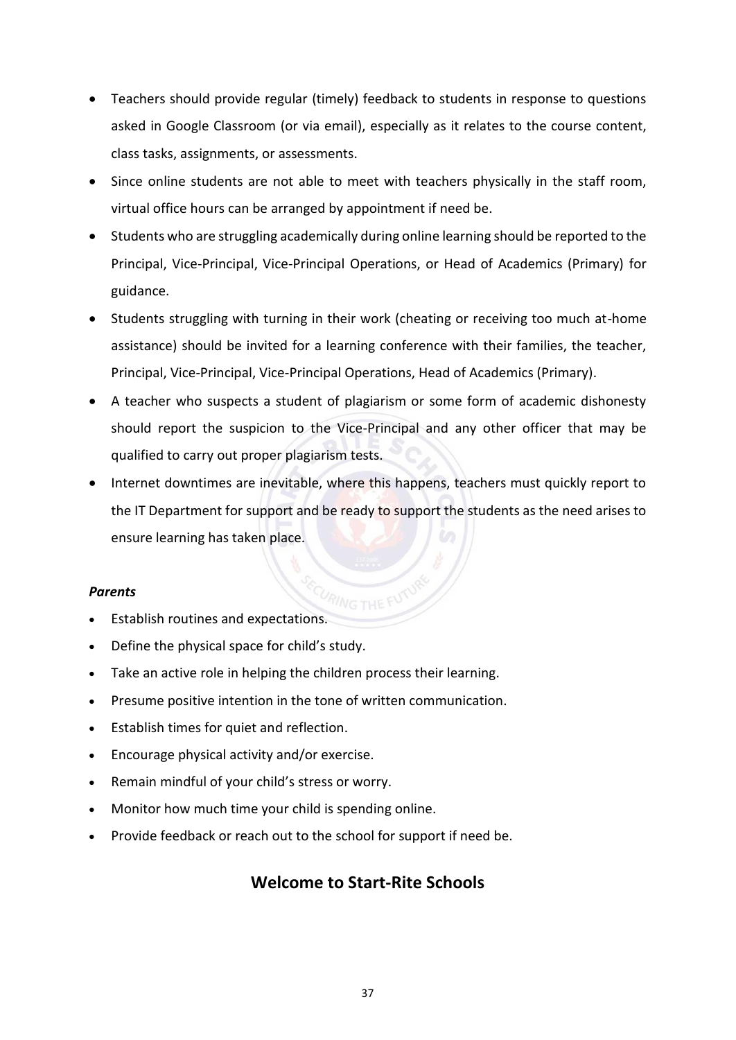- Teachers should provide regular (timely) feedback to students in response to questions asked in Google Classroom (or via email), especially as it relates to the course content, class tasks, assignments, or assessments.
- Since online students are not able to meet with teachers physically in the staff room, virtual office hours can be arranged by appointment if need be.
- Students who are struggling academically during online learning should be reported to the Principal, Vice-Principal, Vice-Principal Operations, or Head of Academics (Primary) for guidance.
- Students struggling with turning in their work (cheating or receiving too much at-home assistance) should be invited for a learning conference with their families, the teacher, Principal, Vice-Principal, Vice-Principal Operations, Head of Academics (Primary).
- A teacher who suspects a student of plagiarism or some form of academic dishonesty should report the suspicion to the Vice-Principal and any other officer that may be qualified to carry out proper plagiarism tests.
- Internet downtimes are inevitable, where this happens, teachers must quickly report to the IT Department for support and be ready to support the students as the need arises to ensure learning has taken place.

***Parents***

- Establish routines and expectations.
- Define the physical space for child's study.
- Take an active role in helping the children process their learning.
- Presume positive intention in the tone of written communication.
- Establish times for quiet and reflection.
- Encourage physical activity and/or exercise.
- Remain mindful of your child's stress or worry.
- Monitor how much time your child is spending online.
- Provide feedback or reach out to the school for support if need be.

## Welcome to Start-Rite Schools